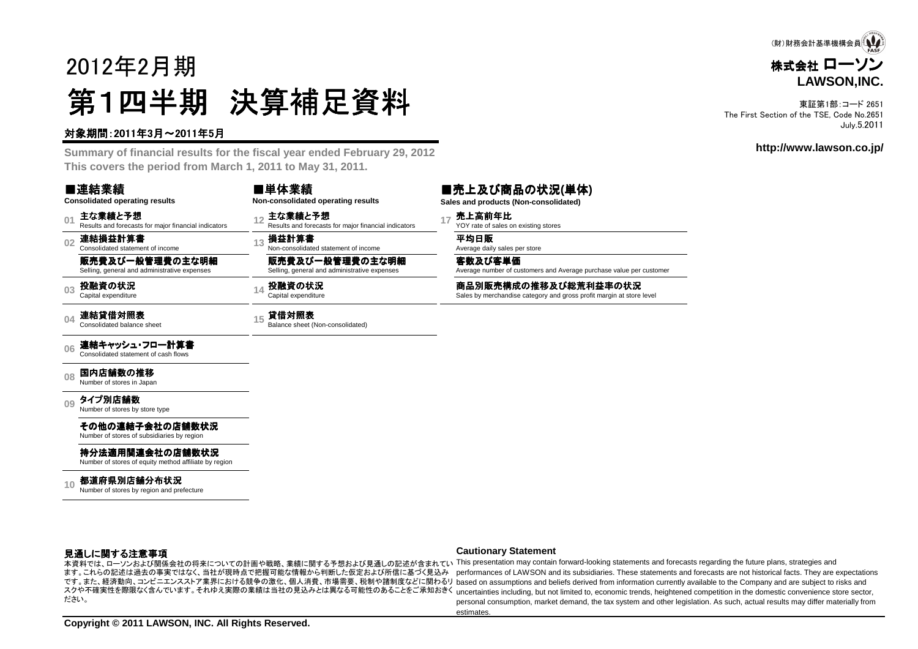(財)財務会計基準機構会員

**株式会社 ローソン**
**LAWSON,INC.**

東証第1部:コード 2651
The First Section of the TSE, Code No.2651
July.5.2011

**http://www.lawson.co.jp/**

# 2012年2月期
# 第1四半期　決算補足資料

対象期間:2011年3月～2011年5月

**Summary of financial results for the fiscal year ended February 29, 2012**
**This covers the period from March 1, 2011 to May 31, 2011.**

## ■連結業績
**Consolidated operating results**

- 01 **主な業績と予想** Results and forecasts for major financial indicators
- 02 **連結損益計算書** Consolidated statement of income
  - **販売費及び一般管理費の主な明細** Selling, general and administrative expenses
- 03 **投融資の状況** Capital expenditure
- 04 **連結貸借対照表** Consolidated balance sheet
- 06 **連結キャッシュ・フロー計算書** Consolidated statement of cash flows
- 08 **国内店舗数の推移** Number of stores in Japan
- 09 **タイプ別店舗数** Number of stores by store type
  - **その他の連結子会社の店舗数状況** Number of stores of subsidiaries by region
  - **持分法適用関連会社の店舗数状況** Number of stores of equity method affiliate by region
- 10 **都道府県別店舗分布状況** Number of stores by region and prefecture

## ■単体業績
**Non-consolidated operating results**

- 12 **主な業績と予想** Results and forecasts for major financial indicators
- 13 **損益計算書** Non-consolidated statement of income
  - **販売費及び一般管理費の主な明細** Selling, general and administrative expenses
- 14 **投融資の状況** Capital expenditure
- 15 **貸借対照表** Balance sheet (Non-consolidated)

## ■売上及び商品の状況(単体)
**Sales and products (Non-consolidated)**

- 17 **売上高前年比** YOY rate of sales on existing stores
  - **平均日販** Average daily sales per store
  - **客数及び客単価** Average number of customers and Average purchase value per customer
  - **商品別販売構成の推移及び総荒利益率の状況** Sales by merchandise category and gross profit margin at store level

### 見通しに関する注意事項

本資料では、ローソンおよび関係会社の将来についての計画や戦略、業績に関する予想および見通しの記述が含まれています。これらの記述は過去の事実ではなく、当社が現時点で把握可能な情報から判断した仮定および所信に基づく見込みです。また、経済動向、コンビニエンスストア業界における競争の激化、個人消費、市場需要、税制や諸制度などに関わるリスクや不確実性を際限なく含んでいます。それゆえ実際の業績は当社の見込みとは異なる可能性のあることをご承知おきください。

### Cautionary Statement

This presentation may contain forward-looking statements and forecasts regarding the future plans, strategies and performances of LAWSON and its subsidiaries. These statements and forecasts are not historical facts. They are expectations based on assumptions and beliefs derived from information currently available to the Company and are subject to risks and uncertainties including, but not limited to, economic trends, heightened competition in the domestic convenience store sector, personal consumption, market demand, the tax system and other legislation. As such, actual results may differ materially from estimates.

**Copyright © 2011 LAWSON, INC. All Rights Reserved.**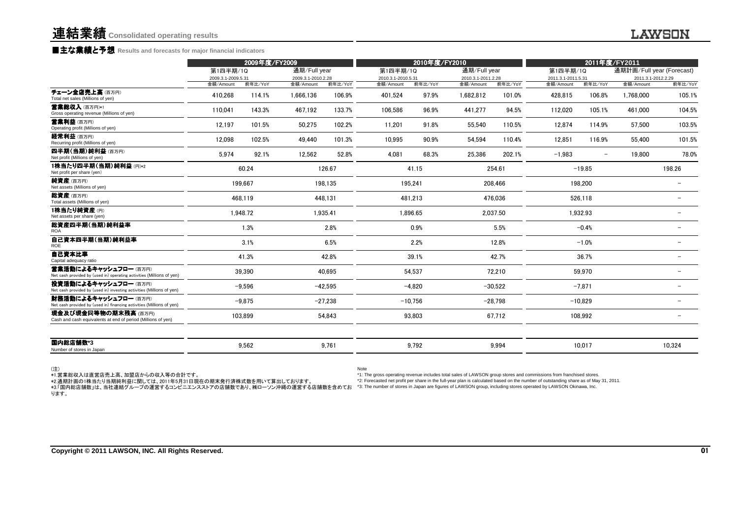# 連結業績 Consolidated operating results

## ■主な業績と予想 Results and forecasts for major financial indicators

| | 2009年度/FY2009 | | | | 2010年度/FY2010 | | | | 2011年度/FY2011 | | | |
|---|---|---|---|---|---|---|---|---|---|---|---|---|
| | 第1四半期/1Q | | 通期/Full year | | 第1四半期/1Q | | 通期/Full year | | 第1四半期/1Q | | 通期計画/Full year (Forecast) | |
| | 2009.3.1-2009.5.31 | | 2009.3.1-2010.2.28 | | 2010.3.1-2010.5.31 | | 2010.3.1-2011.2.28 | | 2011.3.1-2011.5.31 | | 2011.3.1-2012.2.29 | |
| | 金額/Amount | 前年比/YoY | 金額/Amount | 前年比/YoY | 金額/Amount | 前年比/YoY | 金額/Amount | 前年比/YoY | 金額/Amount | 前年比/YoY | 金額/Amount | 前年比/YoY |
| チェーン全店売上高（百万円）<br>Total net sales (Millions of yen) | 410,268 | 114.1% | 1,666,136 | 106.9% | 401,524 | 97.9% | 1,682,812 | 101.0% | 428,815 | 106.8% | 1,768,000 | 105.1% |
| 営業総収入（百万円）*1<br>Gross operating revenue (Millions of yen) | 110,041 | 143.3% | 467,192 | 133.7% | 106,586 | 96.9% | 441,277 | 94.5% | 112,020 | 105.1% | 461,000 | 104.5% |
| 営業利益（百万円）<br>Operating profit (Millions of yen) | 12,197 | 101.5% | 50,275 | 102.2% | 11,201 | 91.8% | 55,540 | 110.5% | 12,874 | 114.9% | 57,500 | 103.5% |
| 経常利益（百万円）<br>Recurring profit (Millions of yen) | 12,098 | 102.5% | 49,440 | 101.3% | 10,995 | 90.9% | 54,594 | 110.4% | 12,851 | 116.9% | 55,400 | 101.5% |
| 四半期（当期）純利益（百万円）<br>Net profit (Millions of yen) | 5,974 | 92.1% | 12,562 | 52.8% | 4,081 | 68.3% | 25,386 | 202.1% | −1,983 | − | 19,800 | 78.0% |
| 1株当たり四半期（当期）純利益（円）*2<br>Net profit per share (yen) | 60.24 | | 126.67 | | 41.15 | | 254.61 | | −19.85 | | 198.26 | |
| 純資産（百万円）<br>Net assets (Millions of yen) | 199,667 | | 198,135 | | 195,241 | | 208,466 | | 198,200 | | − | |
| 総資産（百万円）<br>Total assets (Millions of yen) | 468,119 | | 448,131 | | 481,213 | | 476,036 | | 526,118 | | − | |
| 1株当たり純資産（円）<br>Net assets per share (yen) | 1,948.72 | | 1,935.41 | | 1,896.65 | | 2,037.50 | | 1,932.93 | | − | |
| 総資産四半期（当期）純利益率<br>ROA | 1.3% | | 2.8% | | 0.9% | | 5.5% | | −0.4% | | − | |
| 自己資本四半期（当期）純利益率<br>ROE | 3.1% | | 6.5% | | 2.2% | | 12.8% | | −1.0% | | − | |
| 自己資本比率<br>Capital adequacy ratio | 41.3% | | 42.8% | | 39.1% | | 42.7% | | 36.7% | | − | |
| 営業活動によるキャッシュフロー（百万円）<br>Net cash provided by (used in) operating activities (Millions of yen) | 39,390 | | 40,695 | | 54,537 | | 72,210 | | 59,970 | | − | |
| 投資活動によるキャッシュフロー（百万円）<br>Net cash provided by (used in) investing activities (Millions of yen) | −9,596 | | −42,595 | | −4,820 | | −30,522 | | −7,871 | | − | |
| 財務活動によるキャッシュフロー（百万円）<br>Net cash provided by (used in) financing activities (Millions of yen) | −9,875 | | −27,238 | | −10,756 | | −28,798 | | −10,829 | | − | |
| 現金及び現金同等物の期末残高（百万円）<br>Cash and cash equivalents at end of period (Millions of yen) | 103,899 | | 54,843 | | 93,803 | | 67,712 | | 108,992 | | − | |
| 国内総店舗数*3<br>Number of stores in Japan | 9,562 | | 9,761 | | 9,792 | | 9,994 | | 10,017 | | 10,324 | |

（注）
*1.営業総収入は直営店売上高、加盟店からの収入等の合計です。
*2.通期計画の1株当たり当期純利益に関しては、2011年5月31日現在の期末発行済株式数を用いて算出しております。
*3.「国内総店舗数」は、当社連結グループの運営するコンビニエンスストアの店舗数であり、㈱ローソン沖縄の運営する店舗数を含めております。

Note
*1: The gross operating revenue includes total sales of LAWSON group stores and commissions from franchised stores.
*2: Forecasted net profit per share in the full-year plan is calculated based on the number of outstanding share as of May 31, 2011.
*3: The number of stores in Japan are figures of LAWSON group, including stores operated by LAWSON Okinawa, Inc.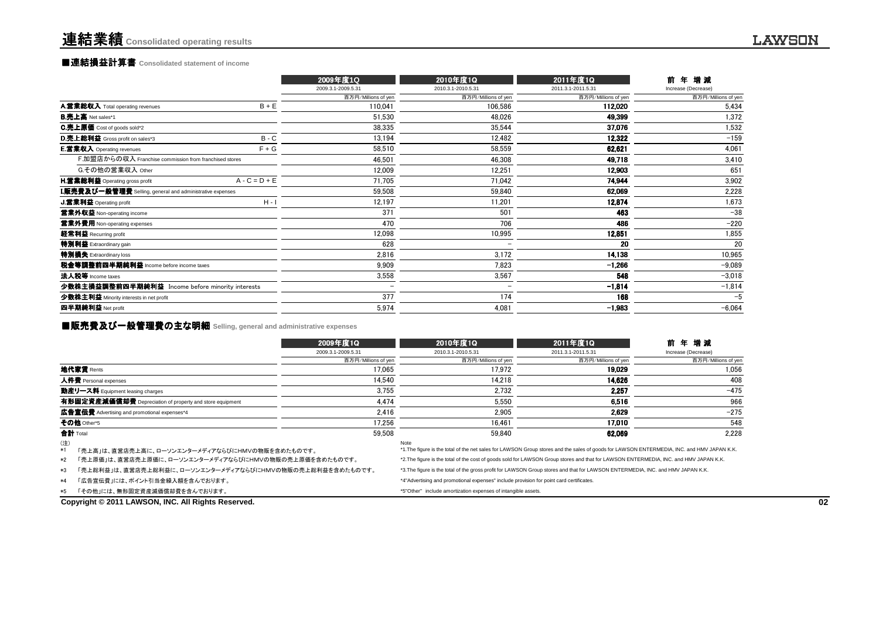# 連結業績 Consolidated operating results

## ■連結損益計算書 Consolidated statement of income

| | | 2009年度1Q<br>2009.3.1-2009.5.31 | 2010年度1Q<br>2010.3.1-2010.5.31 | 2011年度1Q<br>2011.3.1-2011.5.31 | 前 年 増 減<br>Increase (Decrease) |
|---|---|---|---|---|---|
| | | 百万円/Millions of yen | 百万円/Millions of yen | 百万円/Millions of yen | 百万円/Millions of yen |
| **A.営業総収入** Total operating revenues | B + E | 110,041 | 106,586 | **112,020** | 5,434 |
| **B.売上高** Net sales*1 | | 51,530 | 48,026 | **49,399** | 1,372 |
| **C.売上原価** Cost of goods sold*2 | | 38,335 | 35,544 | **37,076** | 1,532 |
| **D.売上総利益** Gross profit on sales*3 | B - C | 13,194 | 12,482 | **12,322** | −159 |
| **E.営業収入** Operating revenues | F + G | 58,510 | 58,559 | **62,621** | 4,061 |
| F.加盟店からの収入 Franchise commission from franchised stores | | 46,501 | 46,308 | **49,718** | 3,410 |
| G.その他の営業収入 Other | | 12,009 | 12,251 | **12,903** | 651 |
| **H.営業総利益** Operating gross profit | A - C = D + E | 71,705 | 71,042 | **74,944** | 3,902 |
| **I.販売費及び一般管理費** Selling, general and administrative expenses | | 59,508 | 59,840 | **62,069** | 2,228 |
| **J.営業利益** Operating profit | H - I | 12,197 | 11,201 | **12,874** | 1,673 |
| **営業外収益** Non-operating income | | 371 | 501 | **463** | −38 |
| **営業外費用** Non-operating expenses | | 470 | 706 | **486** | −220 |
| **経常利益** Recurring profit | | 12,098 | 10,995 | **12,851** | 1,855 |
| **特別利益** Extraordinary gain | | 628 | − | **20** | 20 |
| **特別損失** Extraordinary loss | | 2,816 | 3,172 | **14,138** | 10,965 |
| **税金等調整前四半期純利益** Income before income taxes | | 9,909 | 7,823 | **−1,266** | −9,089 |
| **法人税等** Income taxes | | 3,558 | 3,567 | **548** | −3,018 |
| **少数株主損益調整前四半期純利益** Income before minority interests | | − | − | **−1,814** | −1,814 |
| **少数株主利益** Minority interests in net profit | | 377 | 174 | **168** | −5 |
| **四半期純利益** Net profit | | 5,974 | 4,081 | **−1,983** | −6,064 |

## ■販売費及び一般管理費の主な明細 Selling, general and administrative expenses

| | 2009年度1Q<br>2009.3.1-2009.5.31 | 2010年度1Q<br>2010.3.1-2010.5.31 | 2011年度1Q<br>2011.3.1-2011.5.31 | 前 年 増 減<br>Increase (Decrease) |
|---|---|---|---|---|
| | 百万円/Millions of yen | 百万円/Millions of yen | 百万円/Millions of yen | 百万円/Millions of yen |
| **地代家賃** Rents | 17,065 | 17,972 | **19,029** | 1,056 |
| **人件費** Personal expenses | 14,540 | 14,218 | **14,626** | 408 |
| **動産リース料** Equipment leasing charges | 3,755 | 2,732 | **2,257** | −475 |
| **有形固定資産減価償却費** Depreciation of property and store equipment | 4,474 | 5,550 | **6,516** | 966 |
| **広告宣伝費** Advertising and promotional expenses*4 | 2,416 | 2,905 | **2,629** | −275 |
| **その他** Other*5 | 17,256 | 16,461 | **17,010** | 548 |
| **合計** Total | 59,508 | 59,840 | **62,069** | 2,228 |

(注)

*1 「売上高」は、直営店売上高に、ローソンエンターメディアならびにHMVの物販を含めたものです。

*2 「売上原価」は、直営店売上原価に、ローソンエンターメディアならびにHMVの物販の売上原価を含めたものです。

*3 「売上総利益」は、直営店売上総利益に、ローソンエンターメディアならびにHMVの物販の売上総利益を含めたものです。

*4 「広告宣伝費」には、ポイント引当金繰入額を含んでおります。

*5 「その他」には、無形固定資産減価償却費を含んでおります。

Note

*1.The figure is the total of the net sales for LAWSON Group stores and the sales of goods for LAWSON ENTERMEDIA, INC. and HMV JAPAN K.K.

*2.The figure is the total of the cost of goods sold for LAWSON Group stores and that for LAWSON ENTERMEDIA, INC. and HMV JAPAN K.K.

*3.The figure is the total of the gross profit for LAWSON Group stores and that for LAWSON ENTERMEDIA, INC. and HMV JAPAN K.K.

*4"Advertising and promotional expenses" include provision for point card certificates.

*5"Other" include amortization expenses of intangible assets.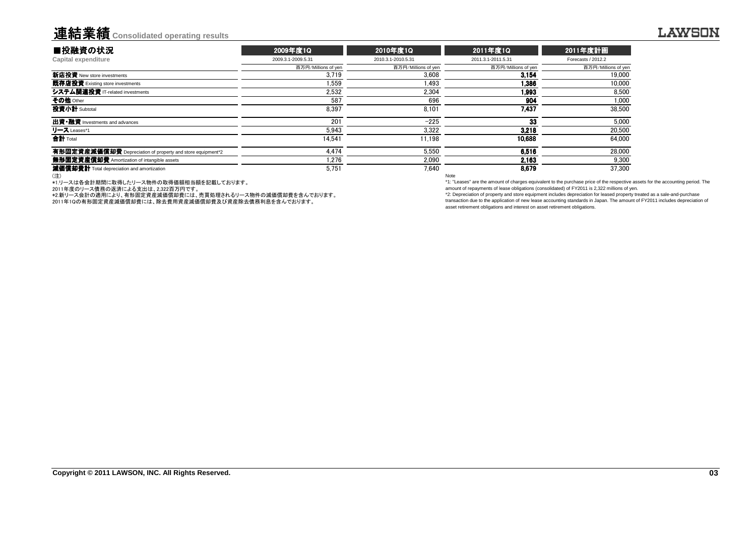# 連結業績 Consolidated operating results

## ■投融資の状況
**Capital expenditure**

| | 2009年度1Q<br>2009.3.1-2009.5.31<br>百万円/Millions of yen | 2010年度1Q<br>2010.3.1-2010.5.31<br>百万円/Millions of yen | 2011年度1Q<br>2011.3.1-2011.5.31<br>百万円/Millions of yen | 2011年度計画<br>Forecasts / 2012.2<br>百万円/Millions of yen |
|---|---|---|---|---|
| **新店投資** New store investments | 3,719 | 3,608 | **3,154** | 19,000 |
| **既存店投資** Existing store investments | 1,559 | 1,493 | **1,386** | 10,000 |
| **システム関連投資** IT-related investments | 2,532 | 2,304 | **1,993** | 8,500 |
| **その他** Other | 587 | 696 | **904** | 1,000 |
| **投資小計** Subtotal | 8,397 | 8,101 | **7,437** | 38,500 |
| **出資・融資** Investments and advances | 201 | -225 | **33** | 5,000 |
| **リース** Leases*1 | 5,943 | 3,322 | **3,218** | 20,500 |
| **合計** Total | 14,541 | 11,198 | **10,688** | 64,000 |
| **有形固定資産減価償却費** Depreciation of property and store equipment*2 | 4,474 | 5,550 | **6,516** | 28,000 |
| **無形固定資産償却費** Amortization of intangible assets | 1,276 | 2,090 | **2,163** | 9,300 |
| **減価償却費計** Total depreciation and amortization | 5,751 | 7,640 | **8,679** | 37,300 |

（注）
*1.リースは各会計期間に取得したリース物件の取得価額相当額を記載しております。
2011年度のリース債務の返済による支出は、2,322百万円です。
*2.新リース会計の適用により、有形固定資産減価償却費には、売買処理されるリース物件の減価償却費を含んでおります。
2011年1Qの有形固定資産減価償却費には、除去費用資産減価償却費及び資産除去債務利息を含んでおります。

Note
*1: "Leases" are the amount of charges equivalent to the purchase price of the respective assets for the accounting period. The amount of repayments of lease obligations (consolidated) of FY2011 is 2,322 millions of yen.
*2: Depreciation of property and store equipment includes depreciation for leased property treated as a sale-and-purchase transaction due to the application of new lease accounting standards in Japan. The amount of FY2011 includes depreciation of asset retirement obligations and interest on asset retirement obligations.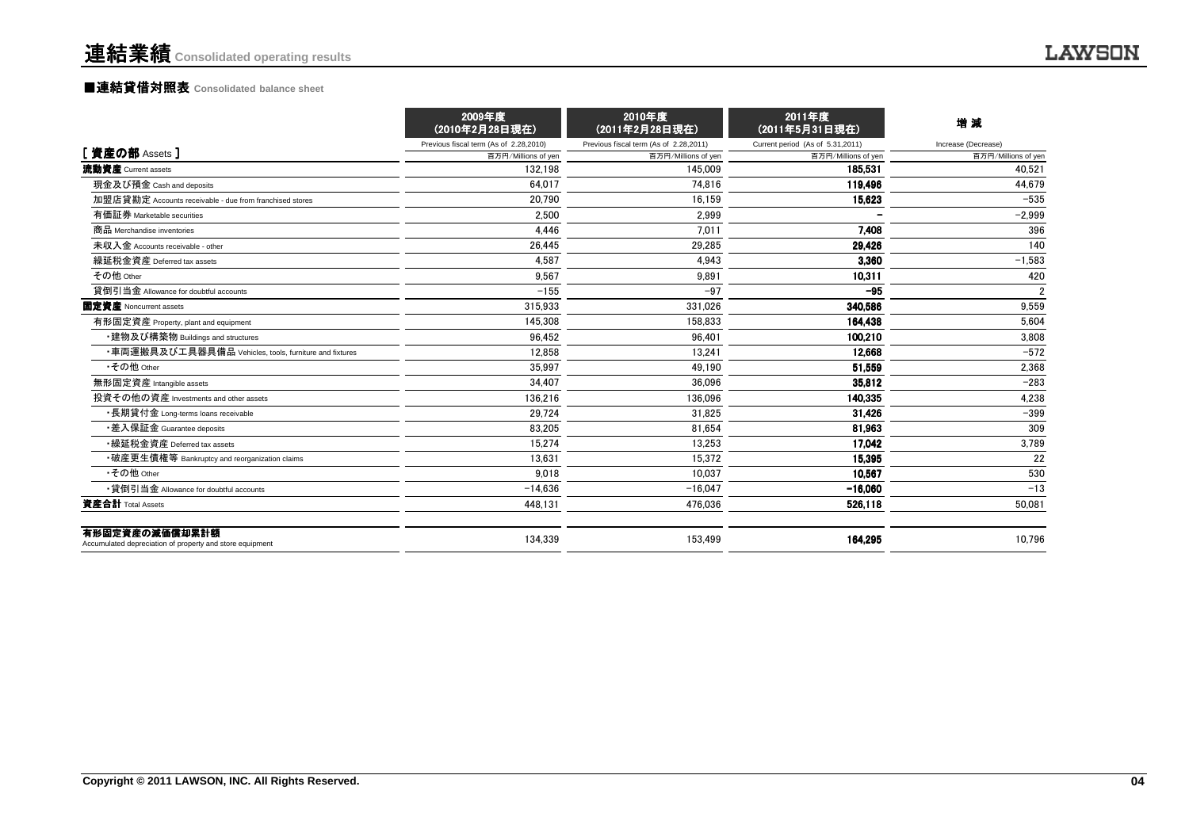# 連結業績 Consolidated operating results

## ■連結貸借対照表 Consolidated balance sheet

| | 2009年度 (2010年2月28日現在) | 2010年度 (2011年2月28日現在) | 2011年度 (2011年5月31日現在) | 増 減 |
|---|---|---|---|---|
| | Previous fiscal term (As of 2.28,2010) | Previous fiscal term (As of 2.28,2011) | Current period (As of 5.31,2011) | Increase (Decrease) |
| **[ 資産の部** Assets **]** | 百万円/Millions of yen | 百万円/Millions of yen | 百万円/Millions of yen | 百万円/Millions of yen |
| **流動資産** Current assets | 132,198 | 145,009 | **185,531** | 40,521 |
| 現金及び預金 Cash and deposits | 64,017 | 74,816 | **119,496** | 44,679 |
| 加盟店貸勘定 Accounts receivable - due from franchised stores | 20,790 | 16,159 | **15,623** | −535 |
| 有価証券 Marketable securities | 2,500 | 2,999 | **−** | −2,999 |
| 商品 Merchandise inventories | 4,446 | 7,011 | **7,408** | 396 |
| 未収入金 Accounts receivable - other | 26,445 | 29,285 | **29,426** | 140 |
| 繰延税金資産 Deferred tax assets | 4,587 | 4,943 | **3,360** | −1,583 |
| その他 Other | 9,567 | 9,891 | **10,311** | 420 |
| 貸倒引当金 Allowance for doubtful accounts | −155 | −97 | **−95** | 2 |
| **固定資産** Noncurrent assets | 315,933 | 331,026 | **340,586** | 9,559 |
| 有形固定資産 Property, plant and equipment | 145,308 | 158,833 | **164,438** | 5,604 |
| ・建物及び構築物 Buildings and structures | 96,452 | 96,401 | **100,210** | 3,808 |
| ・車両運搬具及び工具器具備品 Vehicles, tools, furniture and fixtures | 12,858 | 13,241 | **12,668** | −572 |
| ・その他 Other | 35,997 | 49,190 | **51,559** | 2,368 |
| 無形固定資産 Intangible assets | 34,407 | 36,096 | **35,812** | −283 |
| 投資その他の資産 Investments and other assets | 136,216 | 136,096 | **140,335** | 4,238 |
| ・長期貸付金 Long-terms loans receivable | 29,724 | 31,825 | **31,426** | −399 |
| ・差入保証金 Guarantee deposits | 83,205 | 81,654 | **81,963** | 309 |
| ・繰延税金資産 Deferred tax assets | 15,274 | 13,253 | **17,042** | 3,789 |
| ・破産更生債権等 Bankruptcy and reorganization claims | 13,631 | 15,372 | **15,395** | 22 |
| ・その他 Other | 9,018 | 10,037 | **10,567** | 530 |
| ・貸倒引当金 Allowance for doubtful accounts | −14,636 | −16,047 | **−16,060** | −13 |
| **資産合計** Total Assets | 448,131 | 476,036 | **526,118** | 50,081 |
| **有形固定資産の減価償却累計額** Accumulated depreciation of property and store equipment | 134,339 | 153,499 | **164,295** | 10,796 |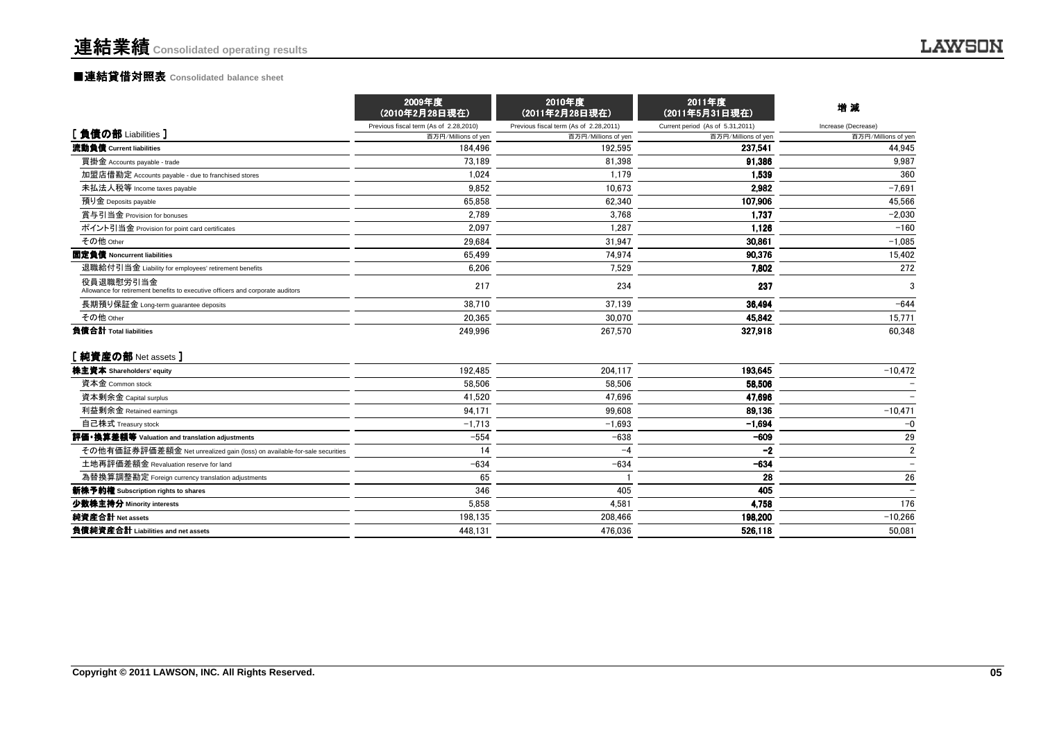# 連結業績 Consolidated operating results

### ■連結貸借対照表 Consolidated balance sheet

| | 2009年度（2010年2月28日現在） | 2010年度（2011年2月28日現在） | 2011年度（2011年5月31日現在） | 増 減 |
|---|---|---|---|---|
| | Previous fiscal term (As of 2.28,2010) | Previous fiscal term (As of 2.28,2011) | Current period (As of 5.31,2011) | Increase (Decrease) |
| **[ 負債の部** Liabilities **]** | 百万円/Millions of yen | 百万円/Millions of yen | 百万円/Millions of yen | 百万円/Millions of yen |
| **流動負債 Current liabilities** | 184,496 | 192,595 | **237,541** | 44,945 |
| 買掛金 Accounts payable - trade | 73,189 | 81,398 | **91,386** | 9,987 |
| 加盟店借勘定 Accounts payable - due to franchised stores | 1,024 | 1,179 | **1,539** | 360 |
| 未払法人税等 Income taxes payable | 9,852 | 10,673 | **2,982** | −7,691 |
| 預り金 Deposits payable | 65,858 | 62,340 | **107,906** | 45,566 |
| 賞与引当金 Provision for bonuses | 2,789 | 3,768 | **1,737** | −2,030 |
| ポイント引当金 Provision for point card certificates | 2,097 | 1,287 | **1,126** | −160 |
| その他 Other | 29,684 | 31,947 | **30,861** | −1,085 |
| **固定負債 Noncurrent liabilities** | 65,499 | 74,974 | **90,376** | 15,402 |
| 退職給付引当金 Liability for employees' retirement benefits | 6,206 | 7,529 | **7,802** | 272 |
| 役員退職慰労引当金 Allowance for retirement benefits to executive officers and corporate auditors | 217 | 234 | **237** | 3 |
| 長期預り保証金 Long-term guarantee deposits | 38,710 | 37,139 | **36,494** | −644 |
| その他 Other | 20,365 | 30,070 | **45,842** | 15,771 |
| **負債合計 Total liabilities** | 249,996 | 267,570 | **327,918** | 60,348 |
| **[ 純資産の部** Net assets **]** | | | | |
| **株主資本 Shareholders' equity** | 192,485 | 204,117 | **193,645** | −10,472 |
| 資本金 Common stock | 58,506 | 58,506 | **58,506** | − |
| 資本剰余金 Capital surplus | 41,520 | 47,696 | **47,696** | − |
| 利益剰余金 Retained earnings | 94,171 | 99,608 | **89,136** | −10,471 |
| 自己株式 Treasury stock | −1,713 | −1,693 | **−1,694** | −0 |
| **評価・換算差額等 Valuation and translation adjustments** | −554 | −638 | **−609** | 29 |
| その他有価証券評価差額金 Net unrealized gain (loss) on available-for-sale securities | 14 | −4 | **−2** | 2 |
| 土地再評価差額金 Revaluation reserve for land | −634 | −634 | **−634** | − |
| 為替換算調整勘定 Foreign currency translation adjustments | 65 | 1 | **28** | 26 |
| **新株予約権 Subscription rights to shares** | 346 | 405 | **405** | − |
| **少数株主持分 Minority interests** | 5,858 | 4,581 | **4,758** | 176 |
| **純資産合計 Net assets** | 198,135 | 208,466 | **198,200** | −10,266 |
| **負債純資産合計 Liabilities and net assets** | 448,131 | 476,036 | **526,118** | 50,081 |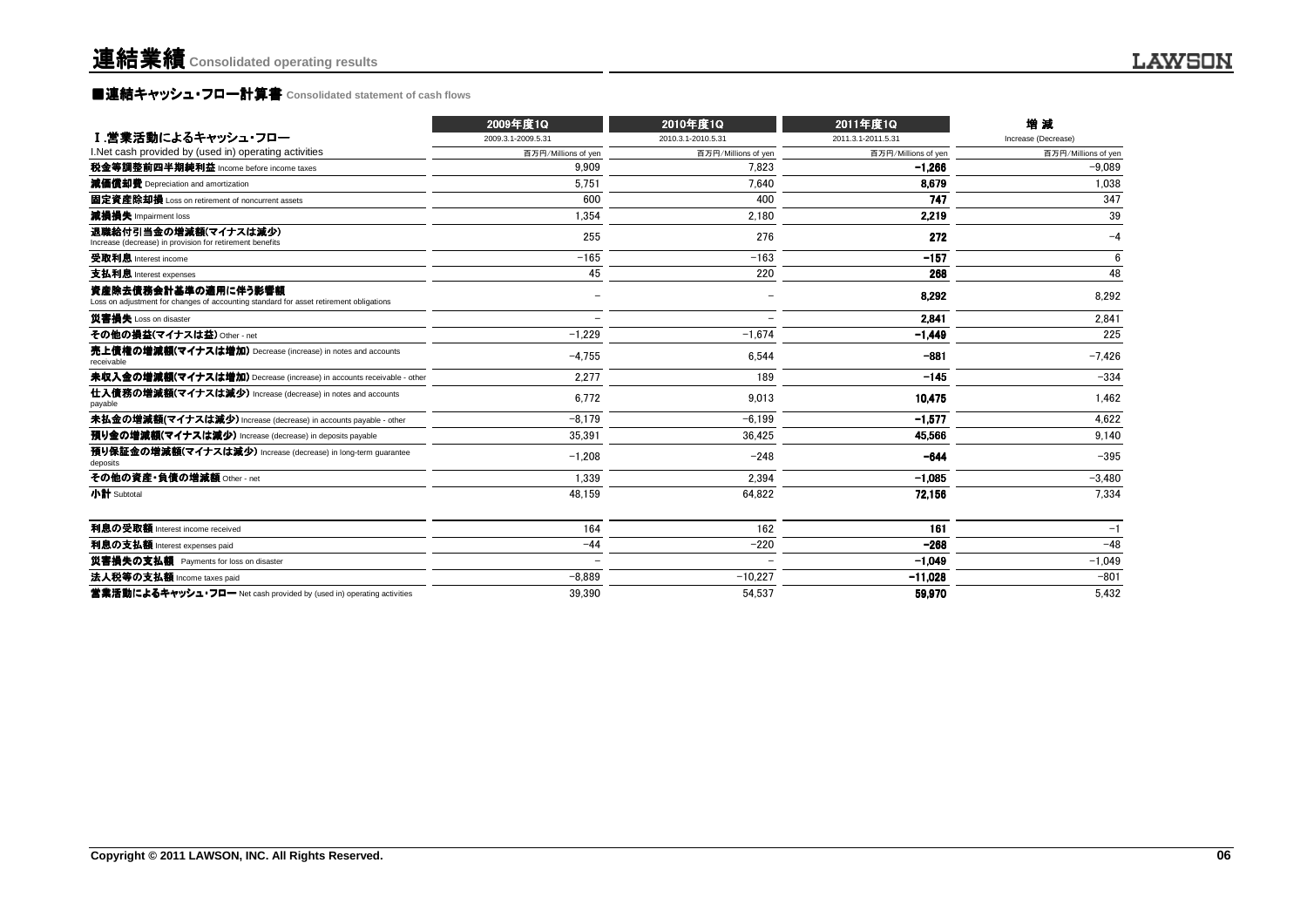# 連結業績 Consolidated operating results

## ■連結キャッシュ・フロー計算書 Consolidated statement of cash flows

| Ⅰ.営業活動によるキャッシュ・フロー<br>I.Net cash provided by (used in) operating activities | 2009年度1Q<br>2009.3.1-2009.5.31<br>百万円/Millions of yen | 2010年度1Q<br>2010.3.1-2010.5.31<br>百万円/Millions of yen | 2011年度1Q<br>2011.3.1-2011.5.31<br>百万円/Millions of yen | 増 減<br>Increase (Decrease)<br>百万円/Millions of yen |
|---|---|---|---|---|
| **税金等調整前四半期純利益** Income before income taxes | 9,909 | 7,823 | **-1,266** | -9,089 |
| **減価償却費** Depreciation and amortization | 5,751 | 7,640 | **8,679** | 1,038 |
| **固定資産除却損** Loss on retirement of noncurrent assets | 600 | 400 | **747** | 347 |
| **減損損失** Impairment loss | 1,354 | 2,180 | **2,219** | 39 |
| **退職給付引当金の増減額(マイナスは減少)** Increase (decrease) in provision for retirement benefits | 255 | 276 | **272** | -4 |
| **受取利息** Interest income | -165 | -163 | **-157** | 6 |
| **支払利息** Interest expenses | 45 | 220 | **268** | 48 |
| **資産除去債務会計基準の適用に伴う影響額** Loss on adjustment for changes of accounting standard for asset retirement obligations | – | – | **8,292** | 8,292 |
| **災害損失** Loss on disaster | – | – | **2,841** | 2,841 |
| **その他の損益(マイナスは益)** Other - net | -1,229 | -1,674 | **-1,449** | 225 |
| **売上債権の増減額(マイナスは増加)** Decrease (increase) in notes and accounts receivable | -4,755 | 6,544 | **-881** | -7,426 |
| **未収入金の増減額(マイナスは増加)** Decrease (increase) in accounts receivable - other | 2,277 | 189 | **-145** | -334 |
| **仕入債務の増減額(マイナスは減少)** Increase (decrease) in notes and accounts payable | 6,772 | 9,013 | **10,475** | 1,462 |
| **未払金の増減額(マイナスは減少)** Increase (decrease) in accounts payable - other | -8,179 | -6,199 | **-1,577** | 4,622 |
| **預り金の増減額(マイナスは減少)** Increase (decrease) in deposits payable | 35,391 | 36,425 | **45,566** | 9,140 |
| **預り保証金の増減額(マイナスは減少)** Increase (decrease) in long-term guarantee deposits | -1,208 | -248 | **-644** | -395 |
| **その他の資産・負債の増減額** Other - net | 1,339 | 2,394 | **-1,085** | -3,480 |
| **小計** Subtotal | 48,159 | 64,822 | **72,156** | 7,334 |
| **利息の受取額** Interest income received | 164 | 162 | **161** | -1 |
| **利息の支払額** Interest expenses paid | -44 | -220 | **-268** | -48 |
| **災害損失の支払額** Payments for loss on disaster | – | – | **-1,049** | -1,049 |
| **法人税等の支払額** Income taxes paid | -8,889 | -10,227 | **-11,028** | -801 |
| **営業活動によるキャッシュ・フロー** Net cash provided by (used in) operating activities | 39,390 | 54,537 | **59,970** | 5,432 |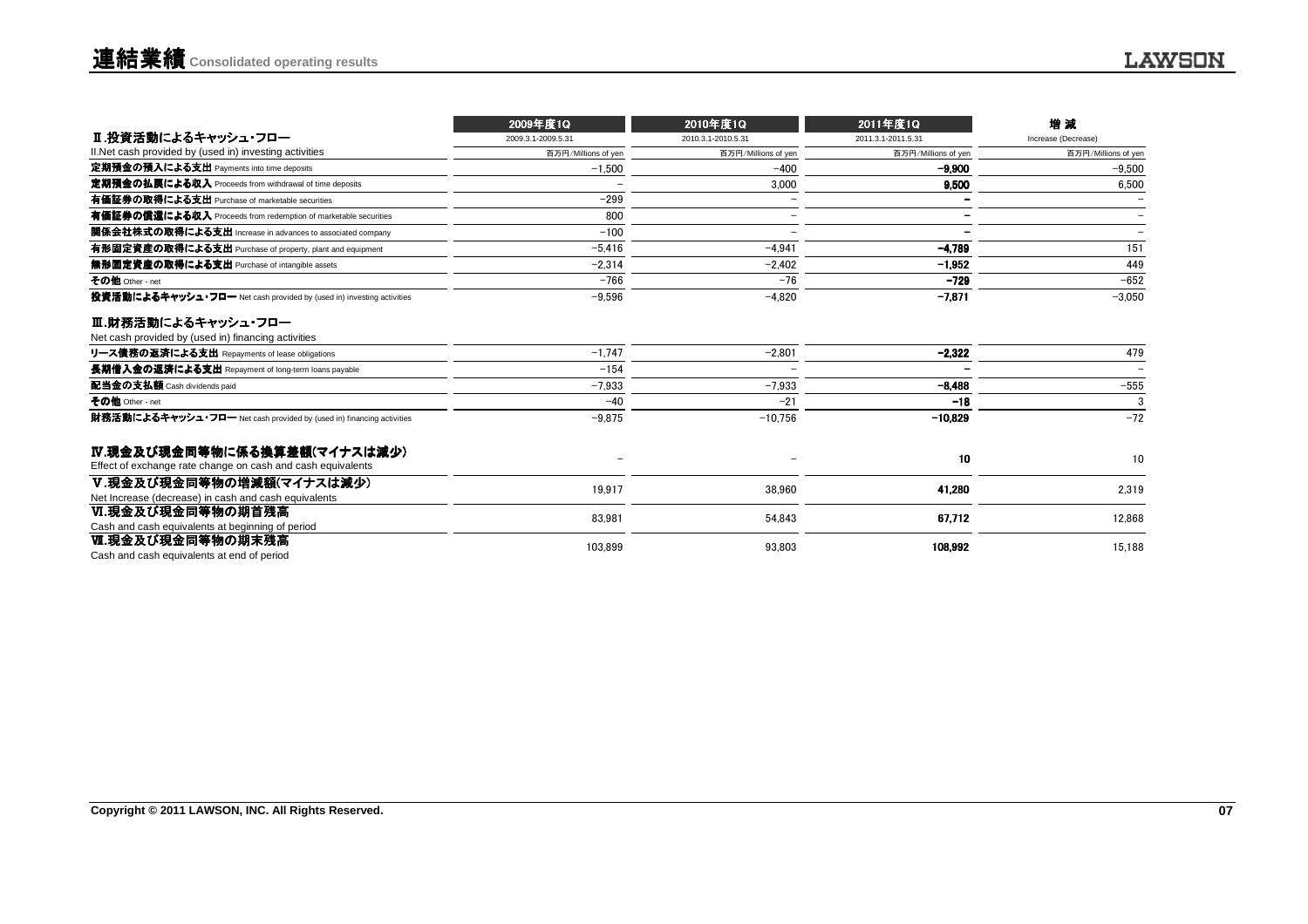# 連結業績 Consolidated operating results

| Ⅱ.投資活動によるキャッシュ・フロー | 2009年度1Q | 2010年度1Q | 2011年度1Q | 増 減 |
|---|---|---|---|---|
| | 2009.3.1-2009.5.31 | 2010.3.1-2010.5.31 | 2011.3.1-2011.5.31 | Increase (Decrease) |
| II.Net cash provided by (used in) investing activities | 百万円/Millions of yen | 百万円/Millions of yen | 百万円/Millions of yen | 百万円/Millions of yen |
| **定期預金の預入による支出** Payments into time deposits | −1,500 | −400 | **−9,900** | −9,500 |
| **定期預金の払戻による収入** Proceeds from withdrawal of time deposits | − | 3,000 | **9,500** | 6,500 |
| **有価証券の取得による支出** Purchase of marketable securities | −299 | − | **−** | − |
| **有価証券の償還による収入** Proceeds from redemption of marketable securities | 800 | − | **−** | − |
| **関係会社株式の取得による支出** Increase in advances to associated company | −100 | − | **−** | − |
| **有形固定資産の取得による支出** Purchase of property, plant and equipment | −5,416 | −4,941 | **−4,789** | 151 |
| **無形固定資産の取得による支出** Purchase of intangible assets | −2,314 | −2,402 | **−1,952** | 449 |
| **その他** Other - net | −766 | −76 | **−729** | −652 |
| **投資活動によるキャッシュ・フロー** Net cash provided by (used in) investing activities | −9,596 | −4,820 | **−7,871** | −3,050 |
| **Ⅲ.財務活動によるキャッシュ・フロー** Net cash provided by (used in) financing activities | | | | |
| **リース債務の返済による支出** Repayments of lease obligations | −1,747 | −2,801 | **−2,322** | 479 |
| **長期借入金の返済による支出** Repayment of long-term loans payable | −154 | − | **−** | − |
| **配当金の支払額** Cash dividends paid | −7,933 | −7,933 | **−8,488** | −555 |
| **その他** Other - net | −40 | −21 | **−18** | 3 |
| **財務活動によるキャッシュ・フロー** Net cash provided by (used in) financing activities | −9,875 | −10,756 | **−10,829** | −72 |
| **Ⅳ.現金及び現金同等物に係る換算差額(マイナスは減少)** Effect of exchange rate change on cash and cash equivalents | − | − | **10** | 10 |
| **Ⅴ.現金及び現金同等物の増減額(マイナスは減少)** Net Increase (decrease) in cash and cash equivalents | 19,917 | 38,960 | **41,280** | 2,319 |
| **Ⅵ.現金及び現金同等物の期首残高** Cash and cash equivalents at beginning of period | 83,981 | 54,843 | **67,712** | 12,868 |
| **Ⅶ.現金及び現金同等物の期末残高** Cash and cash equivalents at end of period | 103,899 | 93,803 | **108,992** | 15,188 |

Copyright © 2011 LAWSON, INC. All Rights Reserved.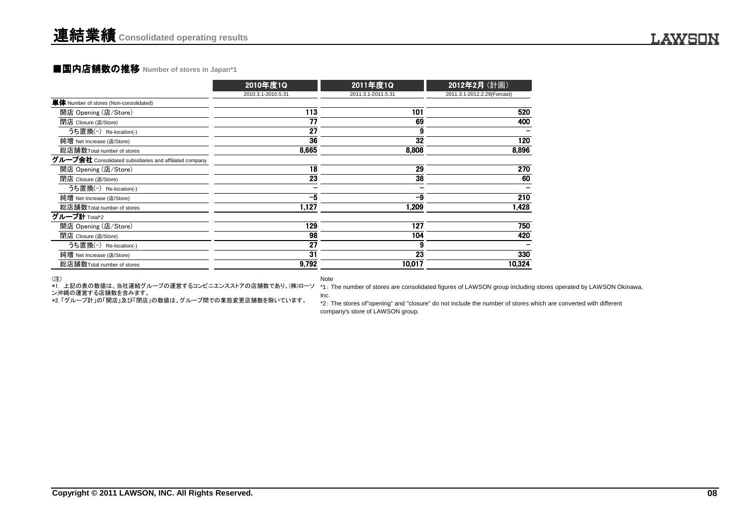# 連結業績 Consolidated operating results

## ■国内店舗数の推移 Number of stores in Japan*1

| | 2010年度1Q | 2011年度1Q | 2012年2月（計画） |
|---|---|---|---|
| | 2010.3.1-2010.5.31 | 2011.3.1-2011.5.31 | 2011.3.1-2012.2.29(Forcast) |
| **単体** Number of stores (Non-consolidated) | | | |
| 開店 Opening (店/Store) | 113 | 101 | 520 |
| 閉店 Closure (店/Store) | 77 | 69 | 400 |
| うち置換(-) Re-location(-) | 27 | 9 | − |
| 純増 Net Increase (店/Store) | 36 | 32 | 120 |
| 総店舗数Total number of stores | 8,665 | 8,808 | 8,896 |
| **グループ会社** Consolidated subsidiaries and affiliated company | | | |
| 開店 Opening (店/Store) | 18 | 29 | 270 |
| 閉店 Closure (店/Store) | 23 | 38 | 60 |
| うち置換(-) Re-location(-) | − | − | − |
| 純増 Net Increase (店/Store) | −5 | −9 | 210 |
| 総店舗数Total number of stores | 1,127 | 1,209 | 1,428 |
| **グループ計** Total*2 | | | |
| 開店 Opening (店/Store) | 129 | 127 | 750 |
| 閉店 Closure (店/Store) | 98 | 104 | 420 |
| うち置換(-) Re-location(-) | 27 | 9 | − |
| 純増 Net Increase (店/Store) | 31 | 23 | 330 |
| 総店舗数Total number of stores | 9,792 | 10,017 | 10,324 |

（注）
*1. 上記の表の数値は、当社連結グループの運営するコンビニエンスストアの店舗数であり、(株)ローソン沖縄の運営する店舗数を含みます。
*2.「グループ計」の「開店」及び「閉店」の数値は、グループ間での業態変更店舗数を除いています。

Note
*1: The number of stores are consolidated figures of LAWSON group including stores operated by LAWSON Okinawa, Inc.
*2: The stores of"opening" and "closure" do not include the number of stores which are converted with different company's store of LAWSON group.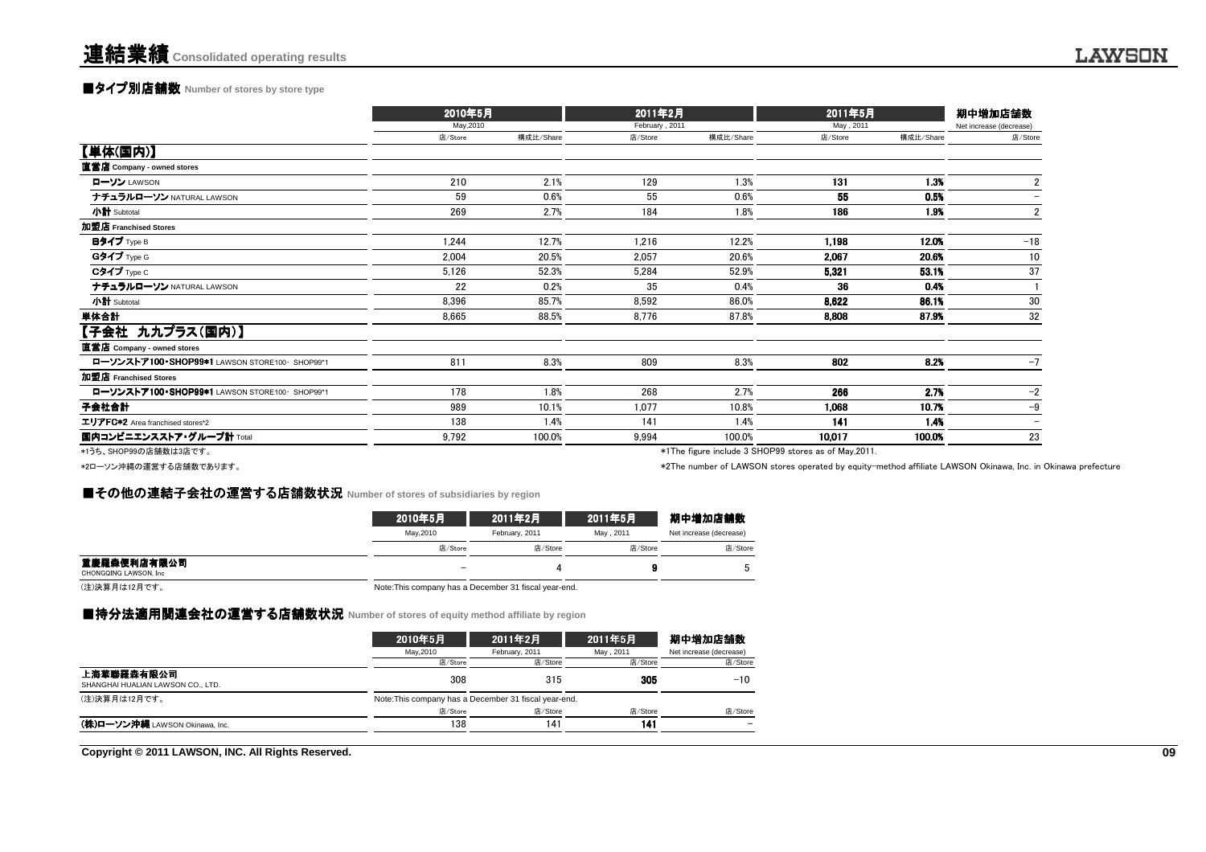# 連結業績 Consolidated operating results

## ■タイプ別店舗数 Number of stores by store type

| | 2010年5月 May,2010 | | 2011年2月 February , 2011 | | 2011年5月 May , 2011 | | 期中増加店舗数 Net increase (decrease) |
|---|---|---|---|---|---|---|---|
| | 店/Store | 構成比/Share | 店/Store | 構成比/Share | 店/Store | 構成比/Share | 店/Store |
| **【単体(国内)】** | | | | | | | |
| **直営店** Company - owned stores | | | | | | | |
| **ローソン** LAWSON | 210 | 2.1% | 129 | 1.3% | **131** | **1.3%** | 2 |
| **ナチュラルローソン** NATURAL LAWSON | 59 | 0.6% | 55 | 0.6% | **55** | **0.5%** | − |
| **小計** Subtotal | 269 | 2.7% | 184 | 1.8% | **186** | **1.9%** | 2 |
| **加盟店** Franchised Stores | | | | | | | |
| **Bタイプ** Type B | 1,244 | 12.7% | 1,216 | 12.2% | **1,198** | **12.0%** | −18 |
| **Gタイプ** Type G | 2,004 | 20.5% | 2,057 | 20.6% | **2,067** | **20.6%** | 10 |
| **Cタイプ** Type C | 5,126 | 52.3% | 5,284 | 52.9% | **5,321** | **53.1%** | 37 |
| **ナチュラルローソン** NATURAL LAWSON | 22 | 0.2% | 35 | 0.4% | **36** | **0.4%** | 1 |
| **小計** Subtotal | 8,396 | 85.7% | 8,592 | 86.0% | **8,622** | **86.1%** | 30 |
| **単体合計** | 8,665 | 88.5% | 8,776 | 87.8% | **8,808** | **87.9%** | 32 |
| **【子会社 九九プラス(国内)】** | | | | | | | |
| **直営店** Company - owned stores | | | | | | | |
| **ローソンストア100・SHOP99*1** LAWSON STORE100・SHOP99*1 | 811 | 8.3% | 809 | 8.3% | **802** | **8.2%** | −7 |
| **加盟店** Franchised Stores | | | | | | | |
| **ローソンストア100・SHOP99*1** LAWSON STORE100・SHOP99*1 | 178 | 1.8% | 268 | 2.7% | **266** | **2.7%** | −2 |
| **子会社合計** | 989 | 10.1% | 1,077 | 10.8% | **1,068** | **10.7%** | −9 |
| **エリアFC*2** Area franchised stores*2 | 138 | 1.4% | 141 | 1.4% | **141** | **1.4%** | − |
| **国内コンビニエンスストア・グループ計** Total | 9,792 | 100.0% | 9,994 | 100.0% | **10,017** | **100.0%** | 23 |

*1うち、SHOP99の店舗数は3店です。
*1The figure include 3 SHOP99 stores as of May,2011.

*2ローソン沖縄の運営する店舗数であります。
*2The number of LAWSON stores operated by equity-method affiliate LAWSON Okinawa, Inc. in Okinawa prefecture

## ■その他の連結子会社の運営する店舗数状況 Number of stores of subsidiaries by region

| | 2010年5月 May,2010 | 2011年2月 February, 2011 | 2011年5月 May , 2011 | 期中増加店舗数 Net increase (decrease) |
|---|---|---|---|---|
| | 店/Store | 店/Store | 店/Store | 店/Store |
| **重慶羅森便利店有限公司** CHONGQING LAWSON, Inc | − | 4 | **9** | 5 |

(注)決算月は12月です。
Note:This company has a December 31 fiscal year-end.

## ■持分法適用関連会社の運営する店舗数状況 Number of stores of equity method affiliate by region

| | 2010年5月 May,2010 | 2011年2月 February, 2011 | 2011年5月 May , 2011 | 期中増加店舗数 Net increase (decrease) |
|---|---|---|---|---|
| | 店/Store | 店/Store | 店/Store | 店/Store |
| **上海華聯羅森有限公司** SHANGHAI HUALIAN LAWSON CO., LTD. | 308 | 315 | **305** | −10 |
| (注)決算月は12月です。 | Note:This company has a December 31 fiscal year-end. | | | |
| | 店/Store | 店/Store | 店/Store | 店/Store |
| **(株)ローソン沖縄** LAWSON Okinawa, Inc. | 138 | 141 | **141** | − |

Copyright © 2011 LAWSON, INC. All Rights Reserved.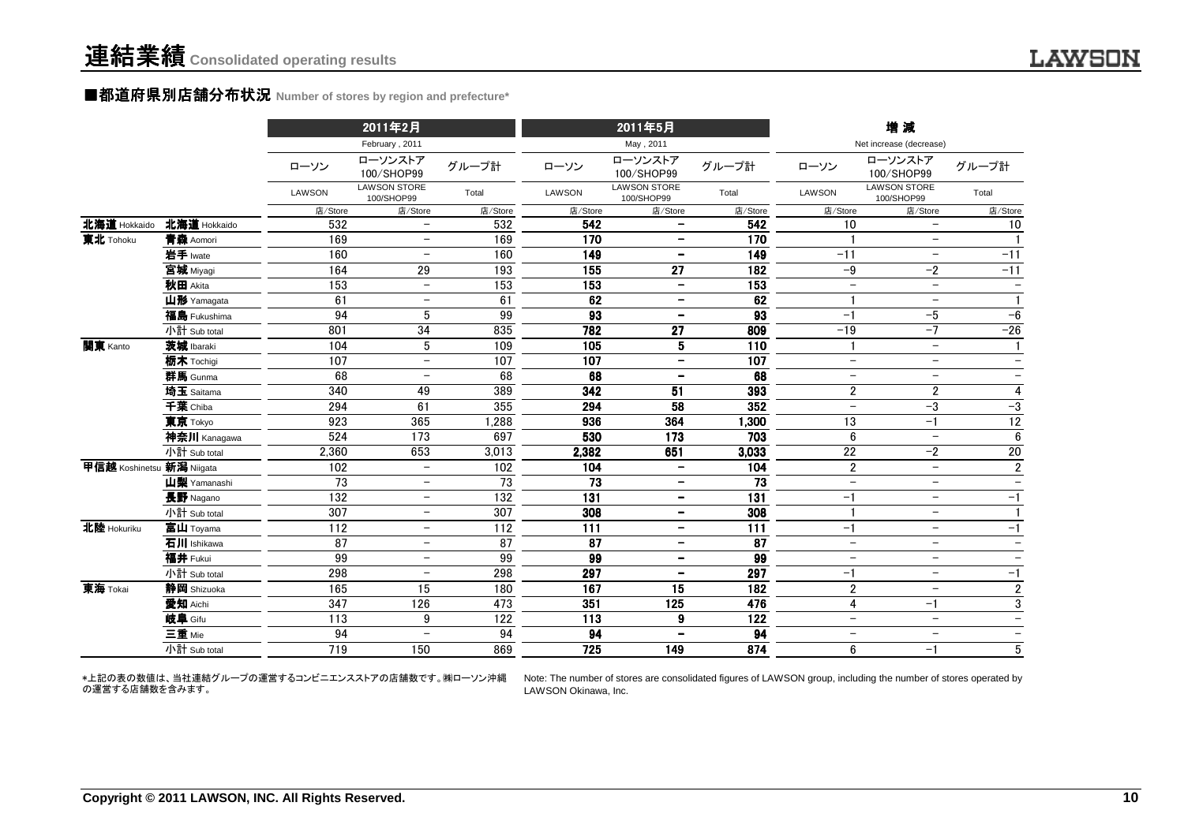# 連結業績 Consolidated operating results

## ■都道府県別店舗分布状況 Number of stores by region and prefecture*

| | | 2011年2月 February , 2011 | | | 2011年5月 May , 2011 | | | 増 減 Net increase (decrease) | | |
|---|---|---|---|---|---|---|---|---|---|---|
| | | ローソン LAWSON | ローソンストア100/SHOP99 LAWSON STORE 100/SHOP99 | グループ計 Total | ローソン LAWSON | ローソンストア100/SHOP99 LAWSON STORE 100/SHOP99 | グループ計 Total | ローソン LAWSON | ローソンストア100/SHOP99 LAWSON STORE 100/SHOP99 | グループ計 Total |
| | | 店/Store | 店/Store | 店/Store | 店/Store | 店/Store | 店/Store | 店/Store | 店/Store | 店/Store |
| 北海道 Hokkaido | 北海道 Hokkaido | 532 | − | 532 | 542 | − | 542 | 10 | − | 10 |
| 東北 Tohoku | 青森 Aomori | 169 | − | 169 | 170 | − | 170 | 1 | − | 1 |
| | 岩手 Iwate | 160 | − | 160 | 149 | − | 149 | −11 | − | −11 |
| | 宮城 Miyagi | 164 | 29 | 193 | 155 | 27 | 182 | −9 | −2 | −11 |
| | 秋田 Akita | 153 | − | 153 | 153 | − | 153 | − | − | − |
| | 山形 Yamagata | 61 | − | 61 | 62 | − | 62 | 1 | − | 1 |
| | 福島 Fukushima | 94 | 5 | 99 | 93 | − | 93 | −1 | −5 | −6 |
| | 小計 Sub total | 801 | 34 | 835 | 782 | 27 | 809 | −19 | −7 | −26 |
| 関東 Kanto | 茨城 Ibaraki | 104 | 5 | 109 | 105 | 5 | 110 | 1 | − | 1 |
| | 栃木 Tochigi | 107 | − | 107 | 107 | − | 107 | − | − | − |
| | 群馬 Gunma | 68 | − | 68 | 68 | − | 68 | − | − | − |
| | 埼玉 Saitama | 340 | 49 | 389 | 342 | 51 | 393 | 2 | 2 | 4 |
| | 千葉 Chiba | 294 | 61 | 355 | 294 | 58 | 352 | − | −3 | −3 |
| | 東京 Tokyo | 923 | 365 | 1,288 | 936 | 364 | 1,300 | 13 | −1 | 12 |
| | 神奈川 Kanagawa | 524 | 173 | 697 | 530 | 173 | 703 | 6 | − | 6 |
| | 小計 Sub total | 2,360 | 653 | 3,013 | 2,382 | 651 | 3,033 | 22 | −2 | 20 |
| 甲信越 Koshinetsu | 新潟 Niigata | 102 | − | 102 | 104 | − | 104 | 2 | − | 2 |
| | 山梨 Yamanashi | 73 | − | 73 | 73 | − | 73 | − | − | − |
| | 長野 Nagano | 132 | − | 132 | 131 | − | 131 | −1 | − | −1 |
| | 小計 Sub total | 307 | − | 307 | 308 | − | 308 | 1 | − | 1 |
| 北陸 Hokuriku | 富山 Toyama | 112 | − | 112 | 111 | − | 111 | −1 | − | −1 |
| | 石川 Ishikawa | 87 | − | 87 | 87 | − | 87 | − | − | − |
| | 福井 Fukui | 99 | − | 99 | 99 | − | 99 | − | − | − |
| | 小計 Sub total | 298 | − | 298 | 297 | − | 297 | −1 | − | −1 |
| 東海 Tokai | 静岡 Shizuoka | 165 | 15 | 180 | 167 | 15 | 182 | 2 | − | 2 |
| | 愛知 Aichi | 347 | 126 | 473 | 351 | 125 | 476 | 4 | −1 | 3 |
| | 岐阜 Gifu | 113 | 9 | 122 | 113 | 9 | 122 | − | − | − |
| | 三重 Mie | 94 | − | 94 | 94 | − | 94 | − | − | − |
| | 小計 Sub total | 719 | 150 | 869 | 725 | 149 | 874 | 6 | −1 | 5 |

*上記の表の数値は、当社連結グループの運営するコンビニエンスストアの店舗数です。㈱ローソン沖縄の運営する店舗数を含みます。

Note: The number of stores are consolidated figures of LAWSON group, including the number of stores operated by LAWSON Okinawa, Inc.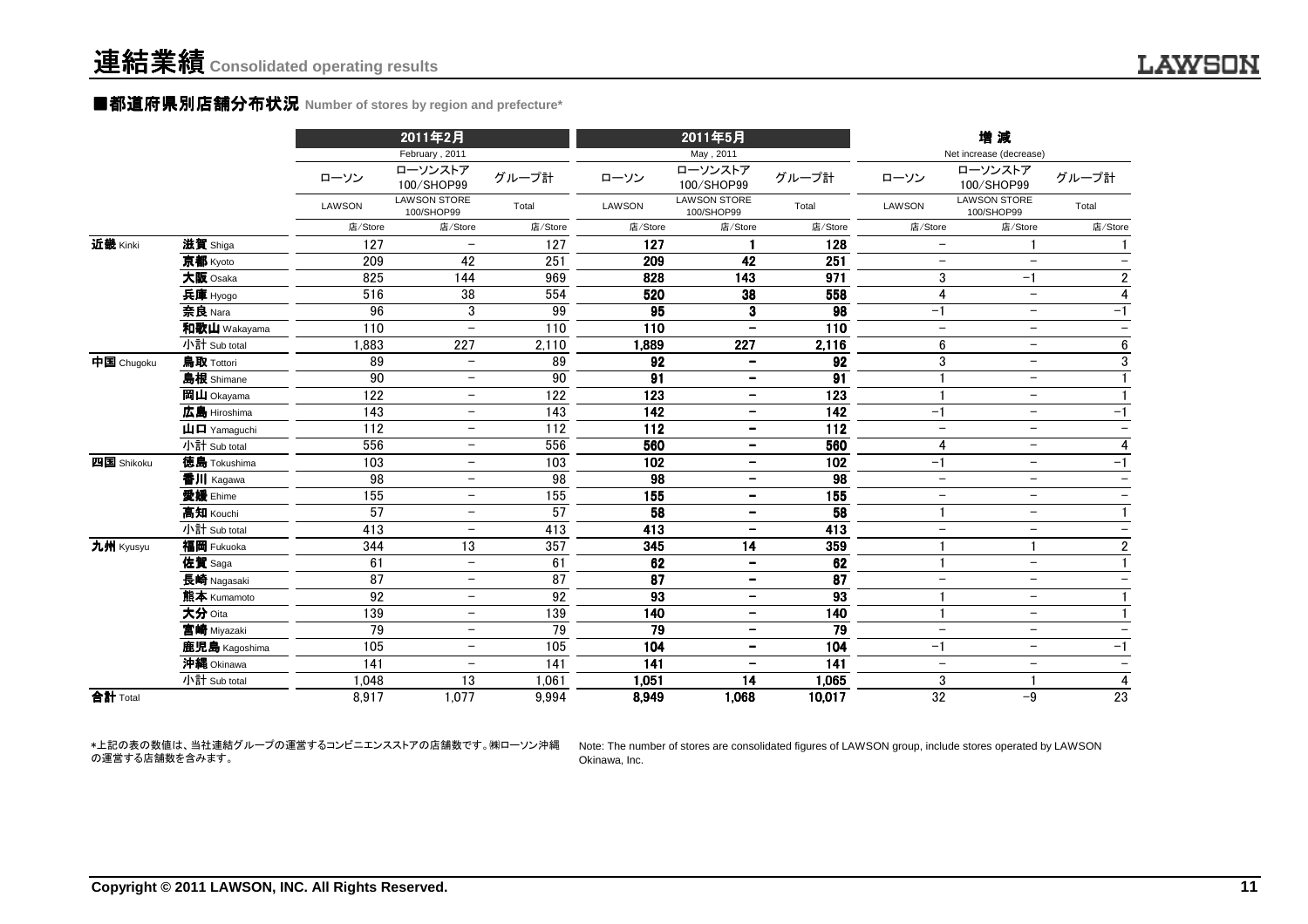# 連結業績 Consolidated operating results

## ■都道府県別店舗分布状況 Number of stores by region and prefecture*

| | | 2011年2月 February , 2011 | | | 2011年5月 May , 2011 | | | 増 減 Net increase (decrease) | | |
|---|---|---|---|---|---|---|---|---|---|---|
| | | ローソン LAWSON | ローソンストア100/SHOP99 LAWSON STORE 100/SHOP99 | グループ計 Total | ローソン LAWSON | ローソンストア100/SHOP99 LAWSON STORE 100/SHOP99 | グループ計 Total | ローソン LAWSON | ローソンストア100/SHOP99 LAWSON STORE 100/SHOP99 | グループ計 Total |
| | | 店/Store | 店/Store | 店/Store | 店/Store | 店/Store | 店/Store | 店/Store | 店/Store | 店/Store |
| 近畿 Kinki | 滋賀 Shiga | 127 | − | 127 | 127 | 1 | 128 | − | 1 | 1 |
| | 京都 Kyoto | 209 | 42 | 251 | 209 | 42 | 251 | − | − | − |
| | 大阪 Osaka | 825 | 144 | 969 | 828 | 143 | 971 | 3 | −1 | 2 |
| | 兵庫 Hyogo | 516 | 38 | 554 | 520 | 38 | 558 | 4 | − | 4 |
| | 奈良 Nara | 96 | 3 | 99 | 95 | 3 | 98 | −1 | − | −1 |
| | 和歌山 Wakayama | 110 | − | 110 | 110 | − | 110 | − | − | − |
| | 小計 Sub total | 1,883 | 227 | 2,110 | 1,889 | 227 | 2,116 | 6 | − | 6 |
| 中国 Chugoku | 鳥取 Tottori | 89 | − | 89 | 92 | − | 92 | 3 | − | 3 |
| | 島根 Shimane | 90 | − | 90 | 91 | − | 91 | 1 | − | 1 |
| | 岡山 Okayama | 122 | − | 122 | 123 | − | 123 | 1 | − | 1 |
| | 広島 Hiroshima | 143 | − | 143 | 142 | − | 142 | −1 | − | −1 |
| | 山口 Yamaguchi | 112 | − | 112 | 112 | − | 112 | − | − | − |
| | 小計 Sub total | 556 | − | 556 | 560 | − | 560 | 4 | − | 4 |
| 四国 Shikoku | 徳島 Tokushima | 103 | − | 103 | 102 | − | 102 | −1 | − | −1 |
| | 香川 Kagawa | 98 | − | 98 | 98 | − | 98 | − | − | − |
| | 愛媛 Ehime | 155 | − | 155 | 155 | − | 155 | − | − | − |
| | 高知 Kouchi | 57 | − | 57 | 58 | − | 58 | 1 | − | 1 |
| | 小計 Sub total | 413 | − | 413 | 413 | − | 413 | − | − | − |
| 九州 Kyusyu | 福岡 Fukuoka | 344 | 13 | 357 | 345 | 14 | 359 | 1 | 1 | 2 |
| | 佐賀 Saga | 61 | − | 61 | 62 | − | 62 | 1 | − | 1 |
| | 長崎 Nagasaki | 87 | − | 87 | 87 | − | 87 | − | − | − |
| | 熊本 Kumamoto | 92 | − | 92 | 93 | − | 93 | 1 | − | 1 |
| | 大分 Oita | 139 | − | 139 | 140 | − | 140 | 1 | − | 1 |
| | 宮崎 Miyazaki | 79 | − | 79 | 79 | − | 79 | − | − | − |
| | 鹿児島 Kagoshima | 105 | − | 105 | 104 | − | 104 | −1 | − | −1 |
| | 沖縄 Okinawa | 141 | − | 141 | 141 | − | 141 | − | − | − |
| | 小計 Sub total | 1,048 | 13 | 1,061 | 1,051 | 14 | 1,065 | 3 | 1 | 4 |
| 合計 Total | | 8,917 | 1,077 | 9,994 | 8,949 | 1,068 | 10,017 | 32 | −9 | 23 |

*上記の表の数値は、当社連結グループの運営するコンビニエンスストアの店舗数です。㈱ローソン沖縄の運営する店舗数を含みます。

Note: The number of stores are consolidated figures of LAWSON group, include stores operated by LAWSON Okinawa, Inc.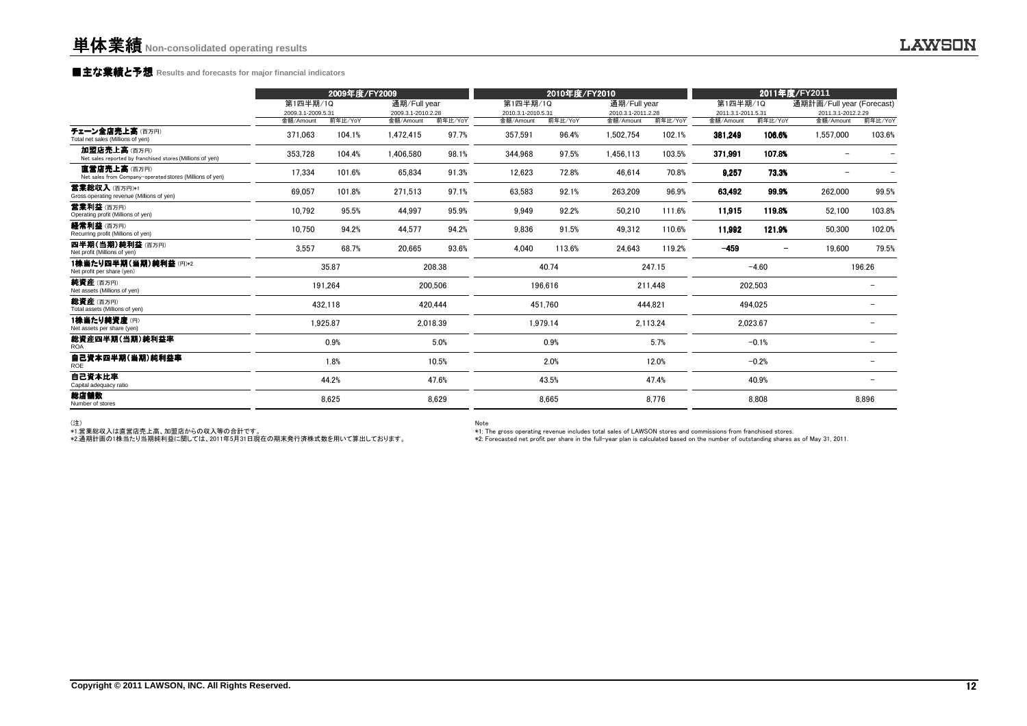# 単体業績 Non-consolidated operating results

## ■主な業績と予想 Results and forecasts for major financial indicators

| | 2009年度/FY2009 | | | | 2010年度/FY2010 | | | | 2011年度/FY2011 | | | |
|---|---|---|---|---|---|---|---|---|---|---|---|---|
| | 第1四半期/1Q 2009.3.1-2009.5.31 | | 通期/Full year 2009.3.1-2010.2.28 | | 第1四半期/1Q 2010.3.1-2010.5.31 | | 通期/Full year 2010.3.1-2011.2.28 | | 第1四半期/1Q 2011.3.1-2011.5.31 | | 通期計画/Full year (Forecast) 2011.3.1-2012.2.29 | |
| | 金額/Amount | 前年比/YoY | 金額/Amount | 前年比/YoY | 金額/Amount | 前年比/YoY | 金額/Amount | 前年比/YoY | 金額/Amount | 前年比/YoY | 金額/Amount | 前年比/YoY |
| チェーン全店売上高（百万円） Total net sales (Millions of yen) | 371,063 | 104.1% | 1,472,415 | 97.7% | 357,591 | 96.4% | 1,502,754 | 102.1% | **381,249** | **106.6%** | 1,557,000 | 103.6% |
| 加盟店売上高（百万円） Net sales reported by franchised stores (Millions of yen) | 353,728 | 104.4% | 1,406,580 | 98.1% | 344,968 | 97.5% | 1,456,113 | 103.5% | **371,991** | **107.8%** | － | － |
| 直営店売上高（百万円） Net sales from Company-operated stores (Millions of yen) | 17,334 | 101.6% | 65,834 | 91.3% | 12,623 | 72.8% | 46,614 | 70.8% | **9,257** | **73.3%** | － | － |
| 営業総収入（百万円）*1 Gross operating revenue (Millions of yen) | 69,057 | 101.8% | 271,513 | 97.1% | 63,583 | 92.1% | 263,209 | 96.9% | **63,492** | **99.9%** | 262,000 | 99.5% |
| 営業利益（百万円） Operating profit (Millions of yen) | 10,792 | 95.5% | 44,997 | 95.9% | 9,949 | 92.2% | 50,210 | 111.6% | **11,915** | **119.8%** | 52,100 | 103.8% |
| 経常利益（百万円） Recurring profit (Millions of yen) | 10,750 | 94.2% | 44,577 | 94.2% | 9,836 | 91.5% | 49,312 | 110.6% | **11,992** | **121.9%** | 50,300 | 102.0% |
| 四半期（当期）純利益（百万円） Net profit (Millions of yen) | 3,557 | 68.7% | 20,665 | 93.6% | 4,040 | 113.6% | 24,643 | 119.2% | **-459** | － | 19,600 | 79.5% |
| 1株当たり四半期（当期）純利益（円）*2 Net profit per share (yen) | 35.87 | | 208.38 | | 40.74 | | 247.15 | | -4.60 | | 196.26 | |
| 純資産（百万円） Net assets (Millions of yen) | 191,264 | | 200,506 | | 196,616 | | 211,448 | | 202,503 | | － | |
| 総資産（百万円） Total assets (Millions of yen) | 432,118 | | 420,444 | | 451,760 | | 444,821 | | 494,025 | | － | |
| 1株当たり純資産（円） Net assets per share (yen) | 1,925.87 | | 2,018.39 | | 1,979.14 | | 2,113.24 | | 2,023.67 | | － | |
| 総資産四半期（当期）純利益率 ROA | 0.9% | | 5.0% | | 0.9% | | 5.7% | | -0.1% | | － | |
| 自己資本四半期（当期）純利益率 ROE | 1.8% | | 10.5% | | 2.0% | | 12.0% | | -0.2% | | － | |
| 自己資本比率 Capital adequacy ratio | 44.2% | | 47.6% | | 43.5% | | 47.4% | | 40.9% | | － | |
| 総店舗数 Number of stores | 8,625 | | 8,629 | | 8,665 | | 8,776 | | 8,808 | | 8,896 | |

（注）
*1.営業総収入は直営店売上高、加盟店からの収入等の合計です。
*2.通期計画の1株当たり当期純利益に関しては、2011年5月31日現在の期末発行済株式数を用いて算出しております。

Note
*1: The gross operating revenue includes total sales of LAWSON stores and commissions from franchised stores.
*2: Forecasted net profit per share in the full-year plan is calculated based on the number of outstanding shares as of May 31, 2011.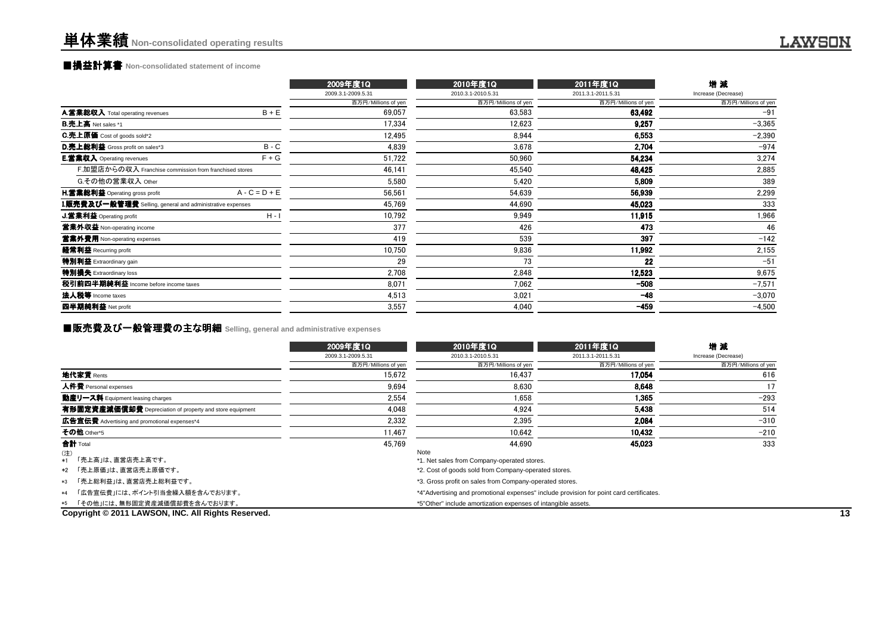# 単体業績 Non-consolidated operating results

## ■損益計算書 Non-consolidated statement of income

| | | 2009年度1Q<br>2009.3.1-2009.5.31<br>百万円/Millions of yen | 2010年度1Q<br>2010.3.1-2010.5.31<br>百万円/Millions of yen | 2011年度1Q<br>2011.3.1-2011.5.31<br>百万円/Millions of yen | 増 減<br>Increase (Decrease)<br>百万円/Millions of yen |
|---|---|---|---|---|---|
| **A.営業総収入** Total operating revenues | B + E | 69,057 | 63,583 | **63,492** | −91 |
| **B.売上高** Net sales *1 | | 17,334 | 12,623 | **9,257** | −3,365 |
| **C.売上原価** Cost of goods sold*2 | | 12,495 | 8,944 | **6,553** | −2,390 |
| **D.売上総利益** Gross profit on sales*3 | B - C | 4,839 | 3,678 | **2,704** | −974 |
| **E.営業収入** Operating revenues | F + G | 51,722 | 50,960 | **54,234** | 3,274 |
| F.加盟店からの収入 Franchise commission from franchised stores | | 46,141 | 45,540 | **48,425** | 2,885 |
| G.その他の営業収入 Other | | 5,580 | 5,420 | **5,809** | 389 |
| **H.営業総利益** Operating gross profit | A - C = D + E | 56,561 | 54,639 | **56,939** | 2,299 |
| **I.販売費及び一般管理費** Selling, general and administrative expenses | | 45,769 | 44,690 | **45,023** | 333 |
| **J.営業利益** Operating profit | H - I | 10,792 | 9,949 | **11,915** | 1,966 |
| **営業外収益** Non-operating income | | 377 | 426 | **473** | 46 |
| **営業外費用** Non-operating expenses | | 419 | 539 | **397** | −142 |
| **経常利益** Recurring profit | | 10,750 | 9,836 | **11,992** | 2,155 |
| **特別利益** Extraordinary gain | | 29 | 73 | **22** | −51 |
| **特別損失** Extraordinary loss | | 2,708 | 2,848 | **12,523** | 9,675 |
| **税引前四半期純利益** Income before income taxes | | 8,071 | 7,062 | **−508** | −7,571 |
| **法人税等** Income taxes | | 4,513 | 3,021 | **−48** | −3,070 |
| **四半期純利益** Net profit | | 3,557 | 4,040 | **−459** | −4,500 |

## ■販売費及び一般管理費の主な明細 Selling, general and administrative expenses

| | 2009年度1Q<br>2009.3.1-2009.5.31<br>百万円/Millions of yen | 2010年度1Q<br>2010.3.1-2010.5.31<br>百万円/Millions of yen | 2011年度1Q<br>2011.3.1-2011.5.31<br>百万円/Millions of yen | 増 減<br>Increase (Decrease)<br>百万円/Millions of yen |
|---|---|---|---|---|
| **地代家賃** Rents | 15,672 | 16,437 | **17,054** | 616 |
| **人件費** Personal expenses | 9,694 | 8,630 | **8,648** | 17 |
| **動産リース料** Equipment leasing charges | 2,554 | 1,658 | **1,365** | −293 |
| **有形固定資産減価償却費** Depreciation of property and store equipment | 4,048 | 4,924 | **5,438** | 514 |
| **広告宣伝費** Advertising and promotional expenses*4 | 2,332 | 2,395 | **2,084** | −310 |
| **その他** Other*5 | 11,467 | 10,642 | **10,432** | −210 |
| **合計** Total | 45,769 | 44,690 | **45,023** | 333 |

(注)
*1 「売上高」は、直営店売上高です。
*2 「売上原価」は、直営店売上原価です。
*3 「売上総利益」は、直営店売上総利益です。
*4 「広告宣伝費」には、ポイント引当金繰入額を含んでおります。
*5 「その他」には、無形固定資産減価償却費を含んでおります。

Note
*1. Net sales from Company-operated stores.
*2. Cost of goods sold from Company-operated stores.
*3. Gross profit on sales from Company-operated stores.
*4"Advertising and promotional expenses" include provision for point card certificates.
*5"Other" include amortization expenses of intangible assets.

Copyright © 2011 LAWSON, INC. All Rights Reserved.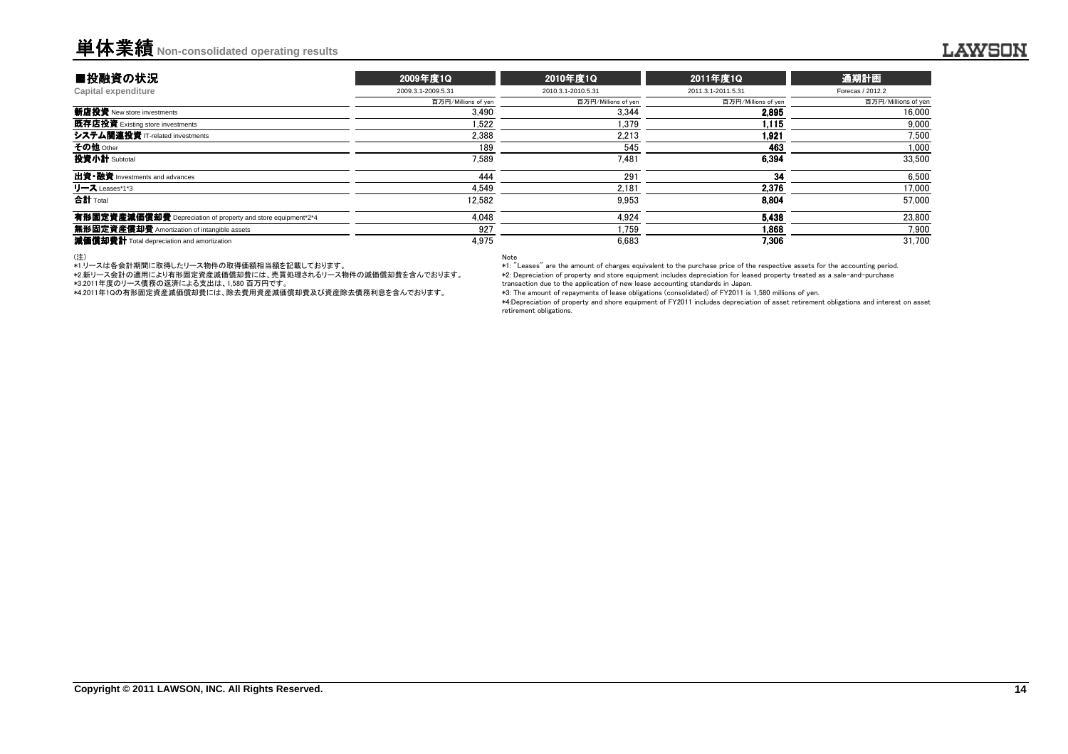# 単体業績 Non-consolidated operating results

## ■投融資の状況
Capital expenditure

| | 2009年度1Q | 2010年度1Q | 2011年度1Q | 通期計画 |
|---|---|---|---|---|
| | 2009.3.1-2009.5.31 | 2010.3.1-2010.5.31 | 2011.3.1-2011.5.31 | Forecas / 2012.2 |
| | 百万円/Millions of yen | 百万円/Millions of yen | 百万円/Millions of yen | 百万円/Millions of yen |
| **新店投資** New store investments | 3,490 | 3,344 | **2,895** | 16,000 |
| **既存店投資** Existing store investments | 1,522 | 1,379 | **1,115** | 9,000 |
| **システム関連投資** IT-related investments | 2,388 | 2,213 | **1,921** | 7,500 |
| **その他** Other | 189 | 545 | **463** | 1,000 |
| **投資小計** Subtotal | 7,589 | 7,481 | **6,394** | 33,500 |
| **出資・融資** Investments and advances | 444 | 291 | **34** | 6,500 |
| **リース** Leases*1*3 | 4,549 | 2,181 | **2,376** | 17,000 |
| **合計** Total | 12,582 | 9,953 | **8,804** | 57,000 |
| **有形固定資産減価償却費** Depreciation of property and store equipment*2*4 | 4,048 | 4,924 | **5,438** | 23,800 |
| **無形固定資産償却費** Amortization of intangible assets | 927 | 1,759 | **1,868** | 7,900 |
| **減価償却費計** Total depreciation and amortization | 4,975 | 6,683 | **7,306** | 31,700 |

(注)
*1.リースは各会計期間に取得したリース物件の取得価額相当額を記載しております。
*2.新リース会計の適用により有形固定資産減価償却費には、売買処理されるリース物件の減価償却費を含んでおります。
*3.2011年度のリース債務の返済による支出は、1,580 百万円です。
*4.2011年1Qの有形固定資産減価償却費には、除去費用資産減価償却費及び資産除去債務利息を含んでおります。

Note
*1: "Leases" are the amount of charges equivalent to the purchase price of the respective assets for the accounting period.
*2: Depreciation of property and store equipment includes depreciation for leased property treated as a sale-and-purchase transaction due to the application of new lease accounting standards in Japan.
*3: The amount of repayments of lease obligations (consolidated) of FY2011 is 1,580 millions of yen.
*4:Depreciation of property and shore equipment of FY2011 includes depreciation of asset retirement obligations and interest on asset retirement obligations.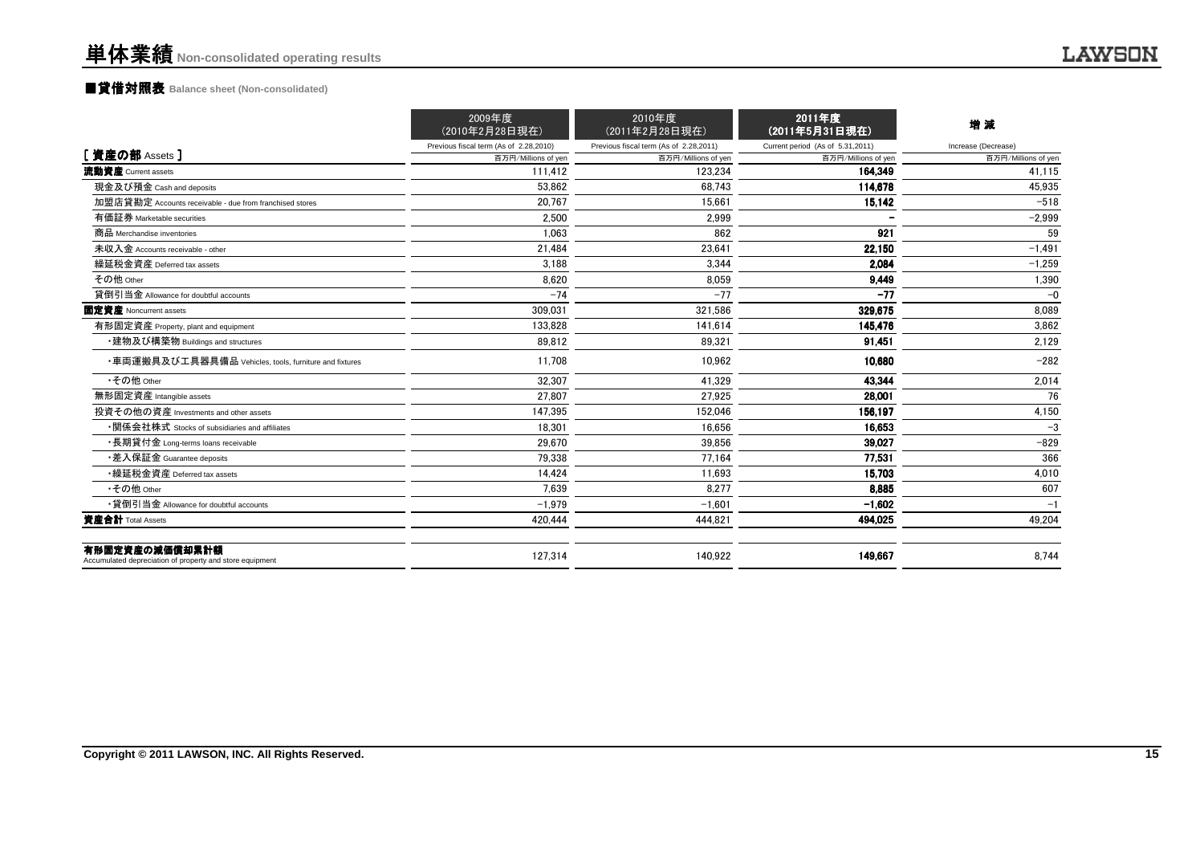# 単体業績 Non-consolidated operating results

## ■貸借対照表 Balance sheet (Non-consolidated)

| [ 資産の部 Assets ] | 2009年度 (2010年2月28日現在) Previous fiscal term (As of 2.28,2010) 百万円/Millions of yen | 2010年度 (2011年2月28日現在) Previous fiscal term (As of 2.28,2011) 百万円/Millions of yen | 2011年度 (2011年5月31日現在) Current period (As of 5.31,2011) 百万円/Millions of yen | 増 減 Increase (Decrease) 百万円/Millions of yen |
|---|---|---|---|---|
| **流動資産** Current assets | 111,412 | 123,234 | **164,349** | 41,115 |
| 現金及び預金 Cash and deposits | 53,862 | 68,743 | **114,678** | 45,935 |
| 加盟店貸勘定 Accounts receivable - due from franchised stores | 20,767 | 15,661 | **15,142** | −518 |
| 有価証券 Marketable securities | 2,500 | 2,999 | **−** | −2,999 |
| 商品 Merchandise inventories | 1,063 | 862 | **921** | 59 |
| 未収入金 Accounts receivable - other | 21,484 | 23,641 | **22,150** | −1,491 |
| 繰延税金資産 Deferred tax assets | 3,188 | 3,344 | **2,084** | −1,259 |
| その他 Other | 8,620 | 8,059 | **9,449** | 1,390 |
| 貸倒引当金 Allowance for doubtful accounts | −74 | −77 | **−77** | −0 |
| **固定資産** Noncurrent assets | 309,031 | 321,586 | **329,675** | 8,089 |
| 有形固定資産 Property, plant and equipment | 133,828 | 141,614 | **145,476** | 3,862 |
| ・建物及び構築物 Buildings and structures | 89,812 | 89,321 | **91,451** | 2,129 |
| ・車両運搬具及び工具器具備品 Vehicles, tools, furniture and fixtures | 11,708 | 10,962 | **10,680** | −282 |
| ・その他 Other | 32,307 | 41,329 | **43,344** | 2,014 |
| 無形固定資産 Intangible assets | 27,807 | 27,925 | **28,001** | 76 |
| 投資その他の資産 Investments and other assets | 147,395 | 152,046 | **156,197** | 4,150 |
| ・関係会社株式 Stocks of subsidiaries and affiliates | 18,301 | 16,656 | **16,653** | −3 |
| ・長期貸付金 Long-terms loans receivable | 29,670 | 39,856 | **39,027** | −829 |
| ・差入保証金 Guarantee deposits | 79,338 | 77,164 | **77,531** | 366 |
| ・繰延税金資産 Deferred tax assets | 14,424 | 11,693 | **15,703** | 4,010 |
| ・その他 Other | 7,639 | 8,277 | **8,885** | 607 |
| ・貸倒引当金 Allowance for doubtful accounts | −1,979 | −1,601 | **−1,602** | −1 |
| **資産合計** Total Assets | 420,444 | 444,821 | **494,025** | 49,204 |
| **有形固定資産の減価償却累計額** Accumulated depreciation of property and store equipment | 127,314 | 140,922 | **149,667** | 8,744 |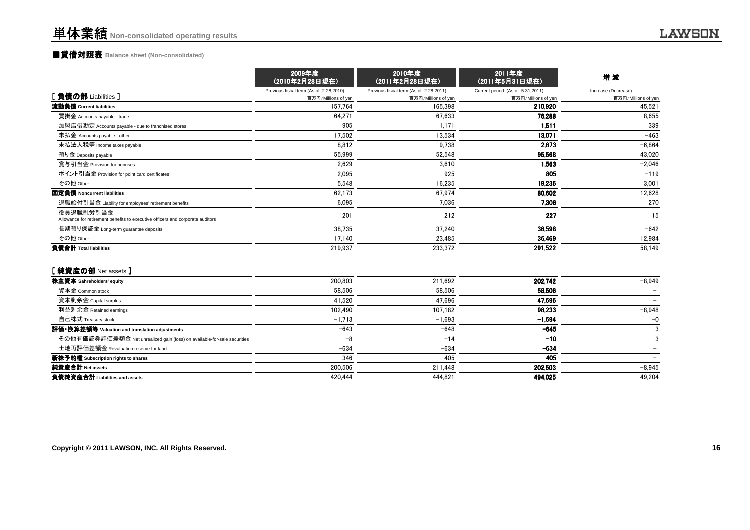# 単体業績 Non-consolidated operating results

## ■貸借対照表 Balance sheet (Non-consolidated)

| | 2009年度 (2010年2月28日現在) | 2010年度 (2011年2月28日現在) | 2011年度 (2011年5月31日現在) | 増 減 |
|---|---|---|---|---|
| | Previous fiscal term (As of 2.28,2010) | Previous fiscal term (As of 2.28,2011) | Current period (As of 5.31,2011) | Increase (Decrease) |
| **[ 負債の部 Liabilities ]** | 百万円/Millions of yen | 百万円/Millions of yen | 百万円/Millions of yen | 百万円/Millions of yen |
| **流動負債 Current liabilities** | 157,764 | 165,398 | **210,920** | 45,521 |
| 買掛金 Accounts payable - trade | 64,271 | 67,633 | **76,288** | 8,655 |
| 加盟店借勘定 Accounts payable - due to franchised stores | 905 | 1,171 | **1,511** | 339 |
| 未払金 Accounts payable - other | 17,502 | 13,534 | **13,071** | −463 |
| 未払法人税等 Income taxes payable | 8,812 | 9,738 | **2,873** | −6,864 |
| 預り金 Deposits payable | 55,999 | 52,548 | **95,568** | 43,020 |
| 賞与引当金 Provision for bonuses | 2,629 | 3,610 | **1,563** | −2,046 |
| ポイント引当金 Provision for point card certificates | 2,095 | 925 | **805** | −119 |
| その他 Other | 5,548 | 16,235 | **19,236** | 3,001 |
| **固定負債 Noncurrent liabilities** | 62,173 | 67,974 | **80,602** | 12,628 |
| 退職給付引当金 Liability for employees' retirement benefits | 6,095 | 7,036 | **7,306** | 270 |
| 役員退職慰労引当金 Allowance for retirement benefits to executive officers and corporate auditors | 201 | 212 | **227** | 15 |
| 長期預り保証金 Long-term guarantee deposits | 38,735 | 37,240 | **36,598** | −642 |
| その他 Other | 17,140 | 23,485 | **36,469** | 12,984 |
| **負債合計 Total liabilities** | 219,937 | 233,372 | **291,522** | 58,149 |
| **[ 純資産の部 Net assets ]** | | | | |
| **株主資本 Sahreholders' equity** | 200,803 | 211,692 | **202,742** | −8,949 |
| 資本金 Common stock | 58,506 | 58,506 | **58,506** | − |
| 資本剰余金 Capital surplus | 41,520 | 47,696 | **47,696** | − |
| 利益剰余金 Retained earnings | 102,490 | 107,182 | **98,233** | −8,948 |
| 自己株式 Treasury stock | −1,713 | −1,693 | **−1,694** | −0 |
| **評価・換算差額等 Valuation and translation adjustments** | −643 | −648 | **−645** | 3 |
| その他有価証券評価差額金 Net unrealized gain (loss) on available-for-sale securities | −8 | −14 | **−10** | 3 |
| 土地再評価差額金 Revaluation reserve for land | −634 | −634 | **−634** | − |
| **新株予約権 Subscription rights to shares** | 346 | 405 | **405** | − |
| **純資産合計 Net assets** | 200,506 | 211,448 | **202,503** | −8,945 |
| **負債純資産合計 Liabilities and assets** | 420,444 | 444,821 | **494,025** | 49,204 |

Copyright © 2011 LAWSON, INC. All Rights Reserved.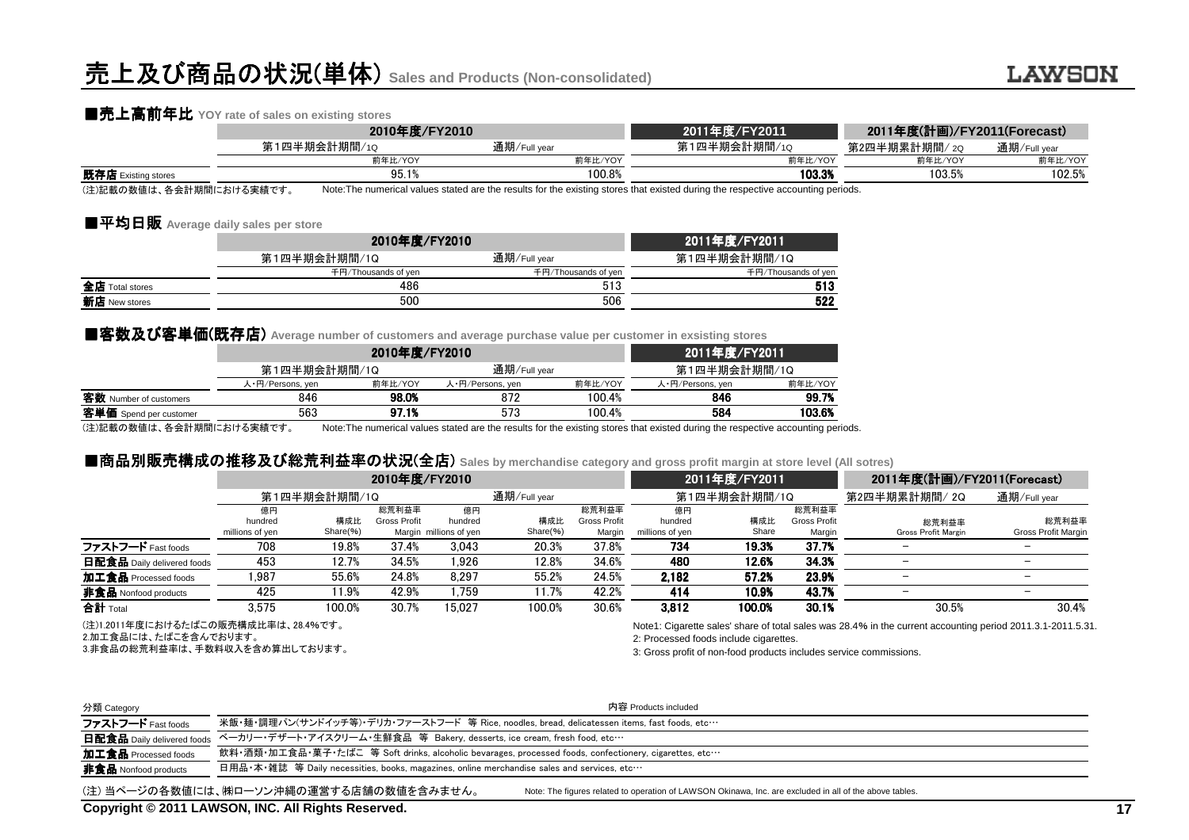# 売上及び商品の状況(単体) Sales and Products (Non-consolidated)

## ■売上高前年比 YOY rate of sales on existing stores

| | 2010年度/FY2010 | | 2011年度/FY2011 | 2011年度(計画)/FY2011(Forecast) | |
|---|---|---|---|---|---|
| | 第1四半期会計期間/1Q | 通期/Full year | 第1四半期会計期間/1Q | 第2四半期累計期間/ 2Q | 通期/Full year |
| | 前年比/YOY | 前年比/YOY | 前年比/YOY | 前年比/YOY | 前年比/YOY |
| **既存店** Existing stores | 95.1% | 100.8% | **103.3%** | 103.5% | 102.5% |

(注)記載の数値は、各会計期間における実績です。　Note:The numerical values stated are the results for the existing stores that existed during the respective accounting periods.

## ■平均日販 Average daily sales per store

| | 2010年度/FY2010 | | 2011年度/FY2011 |
|---|---|---|---|
| | 第1四半期会計期間/1Q | 通期/Full year | 第1四半期会計期間/1Q |
| | 千円/Thousands of yen | 千円/Thousands of yen | 千円/Thousands of yen |
| **全店** Total stores | 486 | 513 | **513** |
| **新店** New stores | 500 | 506 | **522** |

## ■客数及び客単価(既存店) Average number of customers and average purchase value per customer in exsisting stores

| | 2010年度/FY2010 | | | | 2011年度/FY2011 | |
|---|---|---|---|---|---|---|
| | 第1四半期会計期間/1Q | | 通期/Full year | | 第1四半期会計期間/1Q | |
| | 人・円/Persons, yen | 前年比/YOY | 人・円/Persons, yen | 前年比/YOY | 人・円/Persons, yen | 前年比/YOY |
| **客数** Number of customers | 846 | **98.0%** | 872 | 100.4% | **846** | **99.7%** |
| **客単価** Spend per customer | 563 | **97.1%** | 573 | 100.4% | **584** | **103.6%** |

(注)記載の数値は、各会計期間における実績です。　Note:The numerical values stated are the results for the existing stores that existed during the respective accounting periods.

## ■商品別販売構成の推移及び総荒利益率の状況(全店) Sales by merchandise category and gross profit margin at store level (All sotres)

| | 2010年度/FY2010 | | | | | | 2011年度/FY2011 | | | 2011年度(計画)/FY2011(Forecast) | |
|---|---|---|---|---|---|---|---|---|---|---|---|
| | 第1四半期会計期間/1Q | | | 通期/Full year | | | 第1四半期会計期間/1Q | | | 第2四半期累計期間/ 2Q | 通期/Full year |
| | 億円 hundred millions of yen | 構成比 Share(%) | 総荒利益率 Gross Profit Margin | 億円 hundred millions of yen | 構成比 Share(%) | 総荒利益率 Gross Profit Margin | 億円 hundred millions of yen | 構成比 Share | 総荒利益率 Gross Profit Margin | 総荒利益率 Gross Profit Margin | 総荒利益率 Gross Profit Margin |
| **ファストフード** Fast foods | 708 | 19.8% | 37.4% | 3,043 | 20.3% | 37.8% | **734** | **19.3%** | **37.7%** | − | − |
| **日配食品** Daily delivered foods | 453 | 12.7% | 34.5% | 1,926 | 12.8% | 34.6% | **480** | **12.6%** | **34.3%** | − | − |
| **加工食品** Processed foods | 1,987 | 55.6% | 24.8% | 8,297 | 55.2% | 24.5% | **2,182** | **57.2%** | **23.9%** | − | − |
| **非食品** Nonfood products | 425 | 11.9% | 42.9% | 1,759 | 11.7% | 42.2% | **414** | **10.9%** | **43.7%** | − | − |
| **合計** Total | 3,575 | 100.0% | 30.7% | 15,027 | 100.0% | 30.6% | **3,812** | **100.0%** | **30.1%** | 30.5% | 30.4% |

(注)1.2011年度におけるたばこの販売構成比率は、28.4%です。
2.加工食品には、たばこを含んでおります。
3.非食品の総荒利益率は、手数料収入を含め算出しております。

Note1: Cigarette sales' share of total sales was 28.4% in the current accounting period 2011.3.1-2011.5.31.
2: Processed foods include cigarettes.
3: Gross profit of non-food products includes service commissions.

| 分類 Category | 内容 Products included |
|---|---|
| **ファストフード** Fast foods | 米飯・麺・調理パン(サンドイッチ等)・デリカ・ファーストフード　等 Rice, noodles, bread, delicatessen items, fast foods, etc… |
| **日配食品** Daily delivered foods | ベーカリー・デザート・アイスクリーム・生鮮食品　等 Bakery, desserts, ice cream, fresh food, etc… |
| **加工食品** Processed foods | 飲料・酒類・加工食品・菓子・たばこ　等 Soft drinks, alcoholic bevarages, processed foods, confectionery, cigarettes, etc… |
| **非食品** Nonfood products | 日用品・本・雑誌　等 Daily necessities, books, magazines, online merchandise sales and services, etc… |

(注) 当ページの各数値には、㈱ローソン沖縄の運営する店舗の数値を含みません。　Note: The figures related to operation of LAWSON Okinawa, Inc. are excluded in all of the above tables.

Copyright © 2011 LAWSON, INC. All Rights Reserved.